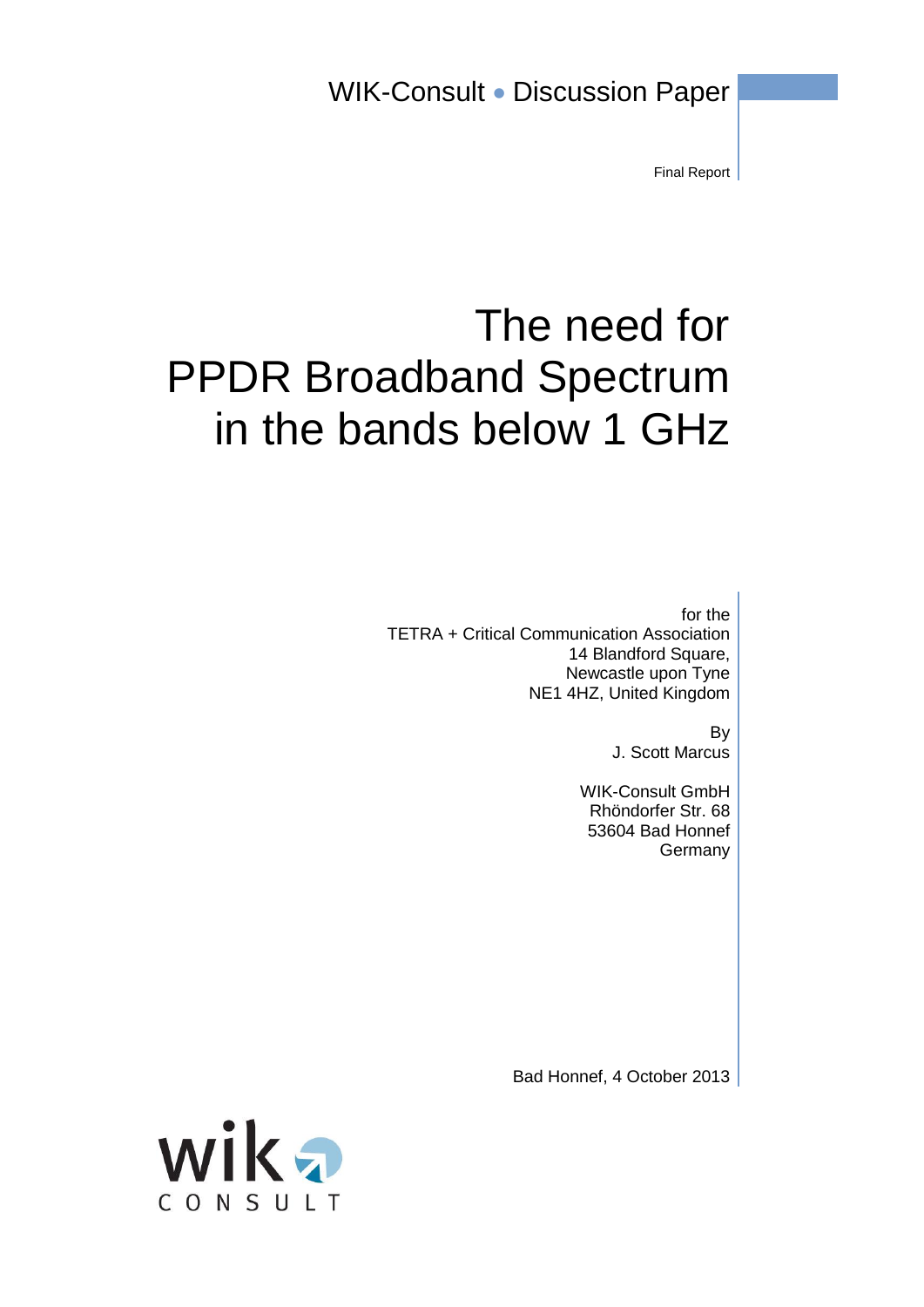WIK-Consult • Discussion Paper

Final Report

# The need for PPDR Broadband Spectrum in the bands below 1 GHz

for the
TETRA + Critical Communication Association
14 Blandford Square,
Newcastle upon Tyne
NE1 4HZ, United Kingdom

By
J. Scott Marcus

WIK-Consult GmbH
Rhöndorfer Str. 68
53604 Bad Honnef
Germany

Bad Honnef, 4 October 2013

wik CONSULT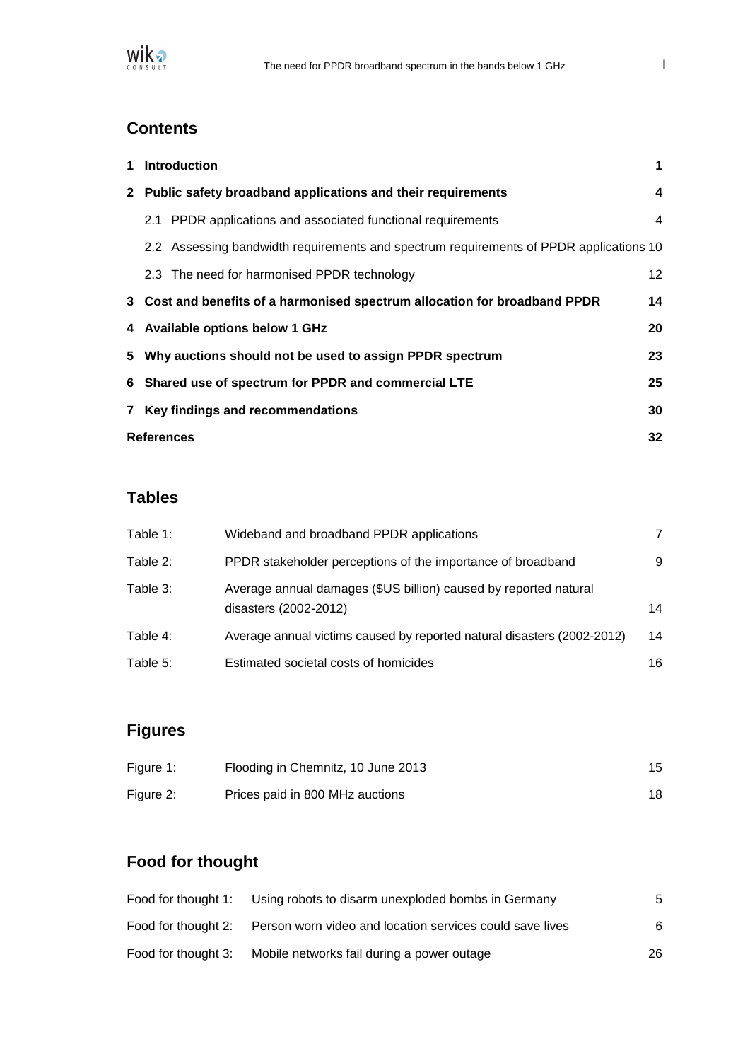## Contents

| | |
|---|---|
| **1 Introduction** | **1** |
| **2 Public safety broadband applications and their requirements** | **4** |
| 2.1 PPDR applications and associated functional requirements | 4 |
| 2.2 Assessing bandwidth requirements and spectrum requirements of PPDR applications | 10 |
| 2.3 The need for harmonised PPDR technology | 12 |
| **3 Cost and benefits of a harmonised spectrum allocation for broadband PPDR** | **14** |
| **4 Available options below 1 GHz** | **20** |
| **5 Why auctions should not be used to assign PPDR spectrum** | **23** |
| **6 Shared use of spectrum for PPDR and commercial LTE** | **25** |
| **7 Key findings and recommendations** | **30** |
| **References** | **32** |

## Tables

| | | |
|---|---|---|
| Table 1: | Wideband and broadband PPDR applications | 7 |
| Table 2: | PPDR stakeholder perceptions of the importance of broadband | 9 |
| Table 3: | Average annual damages ($US billion) caused by reported natural disasters (2002-2012) | 14 |
| Table 4: | Average annual victims caused by reported natural disasters (2002-2012) | 14 |
| Table 5: | Estimated societal costs of homicides | 16 |

## Figures

| | | |
|---|---|---|
| Figure 1: | Flooding in Chemnitz, 10 June 2013 | 15 |
| Figure 2: | Prices paid in 800 MHz auctions | 18 |

## Food for thought

| | | |
|---|---|---|
| Food for thought 1: | Using robots to disarm unexploded bombs in Germany | 5 |
| Food for thought 2: | Person worn video and location services could save lives | 6 |
| Food for thought 3: | Mobile networks fail during a power outage | 26 |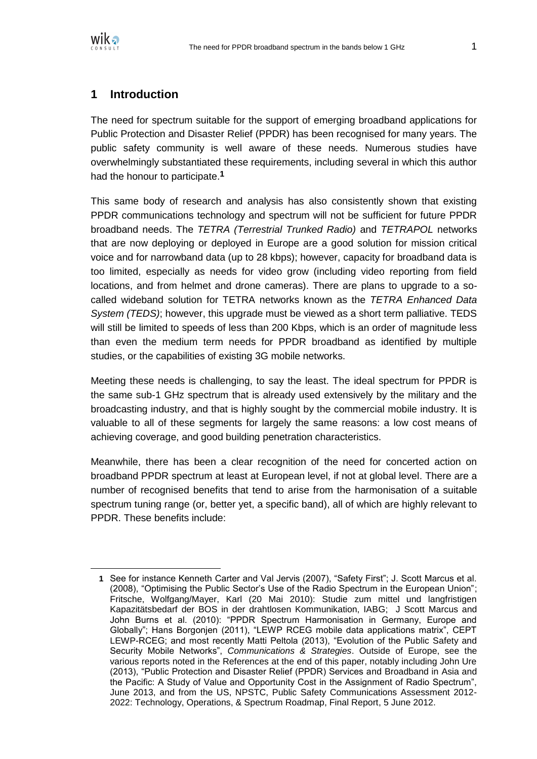# 1 Introduction

The need for spectrum suitable for the support of emerging broadband applications for Public Protection and Disaster Relief (PPDR) has been recognised for many years. The public safety community is well aware of these needs. Numerous studies have overwhelmingly substantiated these requirements, including several in which this author had the honour to participate.[1]

This same body of research and analysis has also consistently shown that existing PPDR communications technology and spectrum will not be sufficient for future PPDR broadband needs. The *TETRA (Terrestrial Trunked Radio)* and *TETRAPOL* networks that are now deploying or deployed in Europe are a good solution for mission critical voice and for narrowband data (up to 28 kbps); however, capacity for broadband data is too limited, especially as needs for video grow (including video reporting from field locations, and from helmet and drone cameras). There are plans to upgrade to a so-called wideband solution for TETRA networks known as the *TETRA Enhanced Data System (TEDS)*; however, this upgrade must be viewed as a short term palliative. TEDS will still be limited to speeds of less than 200 Kbps, which is an order of magnitude less than even the medium term needs for PPDR broadband as identified by multiple studies, or the capabilities of existing 3G mobile networks.

Meeting these needs is challenging, to say the least. The ideal spectrum for PPDR is the same sub-1 GHz spectrum that is already used extensively by the military and the broadcasting industry, and that is highly sought by the commercial mobile industry. It is valuable to all of these segments for largely the same reasons: a low cost means of achieving coverage, and good building penetration characteristics.

Meanwhile, there has been a clear recognition of the need for concerted action on broadband PPDR spectrum at least at European level, if not at global level. There are a number of recognised benefits that tend to arise from the harmonisation of a suitable spectrum tuning range (or, better yet, a specific band), all of which are highly relevant to PPDR. These benefits include:

---

[1] See for instance Kenneth Carter and Val Jervis (2007), "Safety First"; J. Scott Marcus et al. (2008), "Optimising the Public Sector's Use of the Radio Spectrum in the European Union"; Fritsche, Wolfgang/Mayer, Karl (20 Mai 2010): Studie zum mittel und langfristigen Kapazitätsbedarf der BOS in der drahtlosen Kommunikation, IABG; J Scott Marcus and John Burns et al. (2010): "PPDR Spectrum Harmonisation in Germany, Europe and Globally"; Hans Borgonjen (2011), "LEWP RCEG mobile data applications matrix", CEPT LEWP-RCEG; and most recently Matti Peltola (2013), "Evolution of the Public Safety and Security Mobile Networks", *Communications & Strategies*. Outside of Europe, see the various reports noted in the References at the end of this paper, notably including John Ure (2013), "Public Protection and Disaster Relief (PPDR) Services and Broadband in Asia and the Pacific: A Study of Value and Opportunity Cost in the Assignment of Radio Spectrum", June 2013, and from the US, NPSTC, Public Safety Communications Assessment 2012-2022: Technology, Operations, & Spectrum Roadmap, Final Report, 5 June 2012.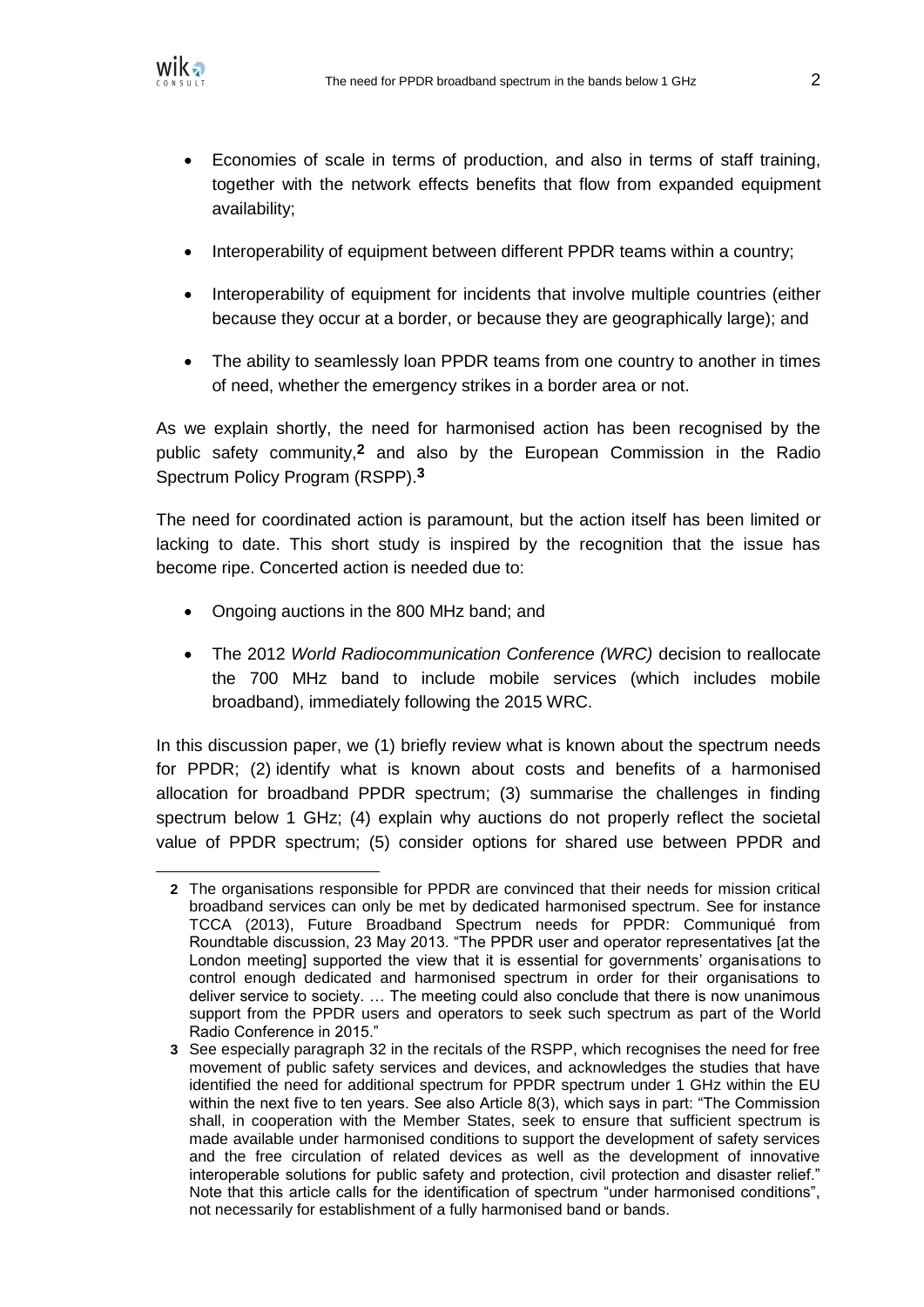- Economies of scale in terms of production, and also in terms of staff training, together with the network effects benefits that flow from expanded equipment availability;
- Interoperability of equipment between different PPDR teams within a country;
- Interoperability of equipment for incidents that involve multiple countries (either because they occur at a border, or because they are geographically large); and
- The ability to seamlessly loan PPDR teams from one country to another in times of need, whether the emergency strikes in a border area or not.

As we explain shortly, the need for harmonised action has been recognised by the public safety community,[2] and also by the European Commission in the Radio Spectrum Policy Program (RSPP).[3]

The need for coordinated action is paramount, but the action itself has been limited or lacking to date. This short study is inspired by the recognition that the issue has become ripe. Concerted action is needed due to:

- Ongoing auctions in the 800 MHz band; and
- The 2012 *World Radiocommunication Conference (WRC)* decision to reallocate the 700 MHz band to include mobile services (which includes mobile broadband), immediately following the 2015 WRC.

In this discussion paper, we (1) briefly review what is known about the spectrum needs for PPDR; (2) identify what is known about costs and benefits of a harmonised allocation for broadband PPDR spectrum; (3) summarise the challenges in finding spectrum below 1 GHz; (4) explain why auctions do not properly reflect the societal value of PPDR spectrum; (5) consider options for shared use between PPDR and

---

**2** The organisations responsible for PPDR are convinced that their needs for mission critical broadband services can only be met by dedicated harmonised spectrum. See for instance TCCA (2013), Future Broadband Spectrum needs for PPDR: Communiqué from Roundtable discussion, 23 May 2013. "The PPDR user and operator representatives [at the London meeting] supported the view that it is essential for governments' organisations to control enough dedicated and harmonised spectrum in order for their organisations to deliver service to society. … The meeting could also conclude that there is now unanimous support from the PPDR users and operators to seek such spectrum as part of the World Radio Conference in 2015."

**3** See especially paragraph 32 in the recitals of the RSPP, which recognises the need for free movement of public safety services and devices, and acknowledges the studies that have identified the need for additional spectrum for PPDR spectrum under 1 GHz within the EU within the next five to ten years. See also Article 8(3), which says in part: "The Commission shall, in cooperation with the Member States, seek to ensure that sufficient spectrum is made available under harmonised conditions to support the development of safety services and the free circulation of related devices as well as the development of innovative interoperable solutions for public safety and protection, civil protection and disaster relief." Note that this article calls for the identification of spectrum "under harmonised conditions", not necessarily for establishment of a fully harmonised band or bands.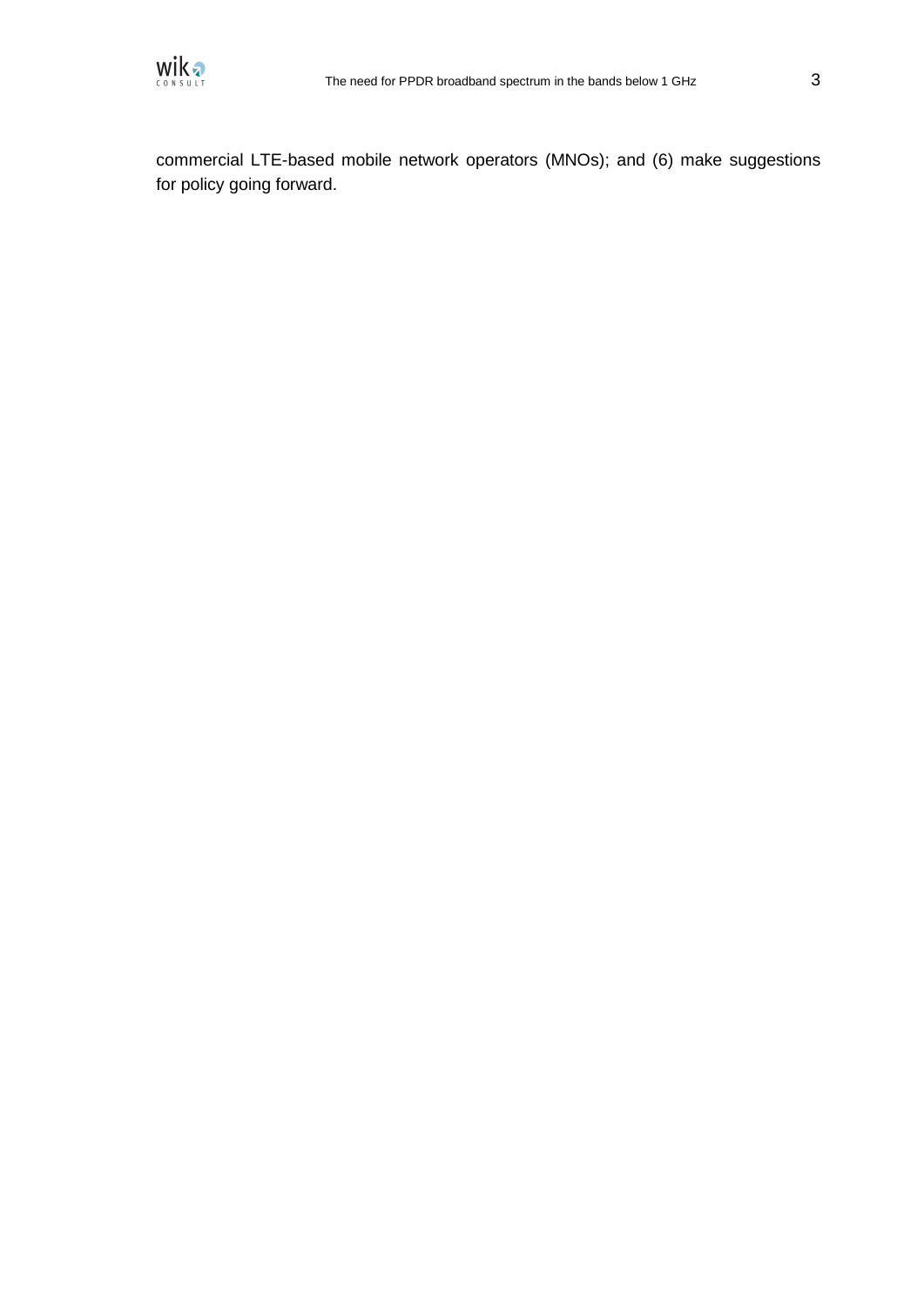commercial LTE-based mobile network operators (MNOs); and (6) make suggestions for policy going forward.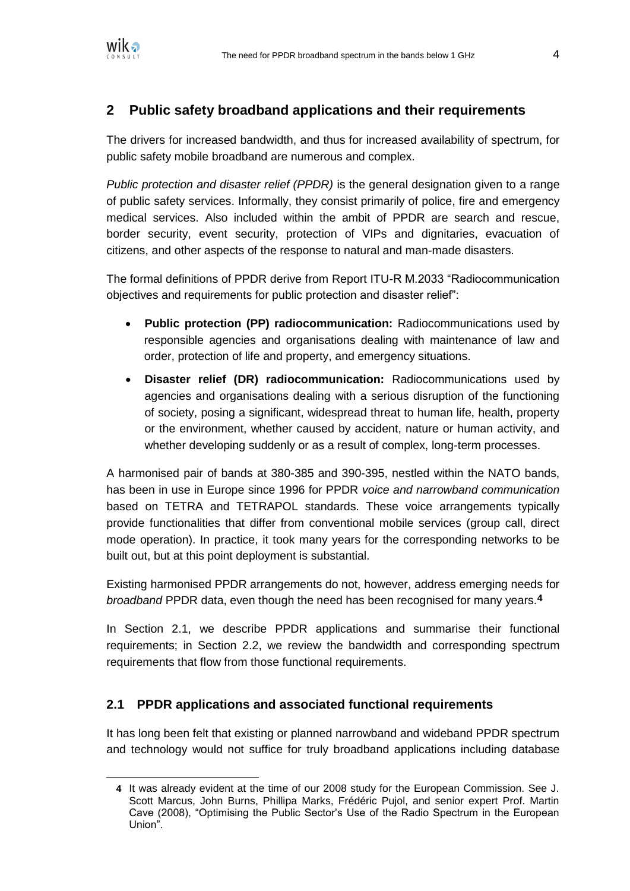## 2 Public safety broadband applications and their requirements

The drivers for increased bandwidth, and thus for increased availability of spectrum, for public safety mobile broadband are numerous and complex.

*Public protection and disaster relief (PPDR)* is the general designation given to a range of public safety services. Informally, they consist primarily of police, fire and emergency medical services. Also included within the ambit of PPDR are search and rescue, border security, event security, protection of VIPs and dignitaries, evacuation of citizens, and other aspects of the response to natural and man-made disasters.

The formal definitions of PPDR derive from Report ITU-R M.2033 "Radiocommunication objectives and requirements for public protection and disaster relief":

- **Public protection (PP) radiocommunication:** Radiocommunications used by responsible agencies and organisations dealing with maintenance of law and order, protection of life and property, and emergency situations.
- **Disaster relief (DR) radiocommunication:** Radiocommunications used by agencies and organisations dealing with a serious disruption of the functioning of society, posing a significant, widespread threat to human life, health, property or the environment, whether caused by accident, nature or human activity, and whether developing suddenly or as a result of complex, long-term processes.

A harmonised pair of bands at 380-385 and 390-395, nestled within the NATO bands, has been in use in Europe since 1996 for PPDR *voice and narrowband communication* based on TETRA and TETRAPOL standards. These voice arrangements typically provide functionalities that differ from conventional mobile services (group call, direct mode operation). In practice, it took many years for the corresponding networks to be built out, but at this point deployment is substantial.

Existing harmonised PPDR arrangements do not, however, address emerging needs for *broadband* PPDR data, even though the need has been recognised for many years.[4]

In Section 2.1, we describe PPDR applications and summarise their functional requirements; in Section 2.2, we review the bandwidth and corresponding spectrum requirements that flow from those functional requirements.

### 2.1 PPDR applications and associated functional requirements

It has long been felt that existing or planned narrowband and wideband PPDR spectrum and technology would not suffice for truly broadband applications including database

[4] It was already evident at the time of our 2008 study for the European Commission. See J. Scott Marcus, John Burns, Phillipa Marks, Frédéric Pujol, and senior expert Prof. Martin Cave (2008), "Optimising the Public Sector's Use of the Radio Spectrum in the European Union".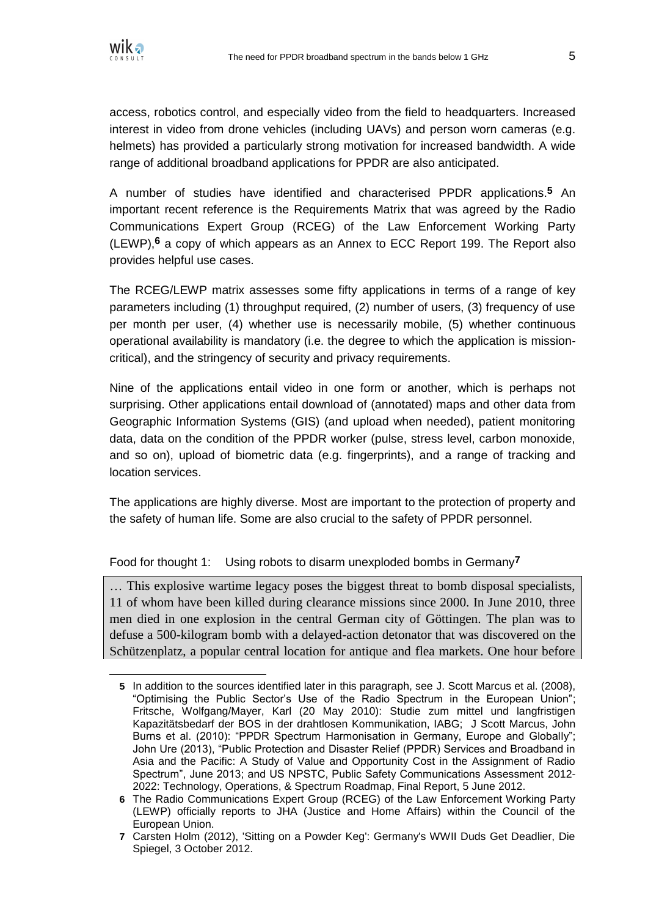access, robotics control, and especially video from the field to headquarters. Increased interest in video from drone vehicles (including UAVs) and person worn cameras (e.g. helmets) has provided a particularly strong motivation for increased bandwidth. A wide range of additional broadband applications for PPDR are also anticipated.

A number of studies have identified and characterised PPDR applications.[5] An important recent reference is the Requirements Matrix that was agreed by the Radio Communications Expert Group (RCEG) of the Law Enforcement Working Party (LEWP),[6] a copy of which appears as an Annex to ECC Report 199. The Report also provides helpful use cases.

The RCEG/LEWP matrix assesses some fifty applications in terms of a range of key parameters including (1) throughput required, (2) number of users, (3) frequency of use per month per user, (4) whether use is necessarily mobile, (5) whether continuous operational availability is mandatory (i.e. the degree to which the application is mission-critical), and the stringency of security and privacy requirements.

Nine of the applications entail video in one form or another, which is perhaps not surprising. Other applications entail download of (annotated) maps and other data from Geographic Information Systems (GIS) (and upload when needed), patient monitoring data, data on the condition of the PPDR worker (pulse, stress level, carbon monoxide, and so on), upload of biometric data (e.g. fingerprints), and a range of tracking and location services.

The applications are highly diverse. Most are important to the protection of property and the safety of human life. Some are also crucial to the safety of PPDR personnel.

Food for thought 1: Using robots to disarm unexploded bombs in Germany[7]

> … This explosive wartime legacy poses the biggest threat to bomb disposal specialists, 11 of whom have been killed during clearance missions since 2000. In June 2010, three men died in one explosion in the central German city of Göttingen. The plan was to defuse a 500-kilogram bomb with a delayed-action detonator that was discovered on the Schützenplatz, a popular central location for antique and flea markets. One hour before

---

[5] In addition to the sources identified later in this paragraph, see J. Scott Marcus et al. (2008), "Optimising the Public Sector's Use of the Radio Spectrum in the European Union"; Fritsche, Wolfgang/Mayer, Karl (20 May 2010): Studie zum mittel und langfristigen Kapazitätsbedarf der BOS in der drahtlosen Kommunikation, IABG; J Scott Marcus, John Burns et al. (2010): "PPDR Spectrum Harmonisation in Germany, Europe and Globally"; John Ure (2013), "Public Protection and Disaster Relief (PPDR) Services and Broadband in Asia and the Pacific: A Study of Value and Opportunity Cost in the Assignment of Radio Spectrum", June 2013; and US NPSTC, Public Safety Communications Assessment 2012-2022: Technology, Operations, & Spectrum Roadmap, Final Report, 5 June 2012.

[6] The Radio Communications Expert Group (RCEG) of the Law Enforcement Working Party (LEWP) officially reports to JHA (Justice and Home Affairs) within the Council of the European Union.

[7] Carsten Holm (2012), 'Sitting on a Powder Keg': Germany's WWII Duds Get Deadlier, Die Spiegel, 3 October 2012.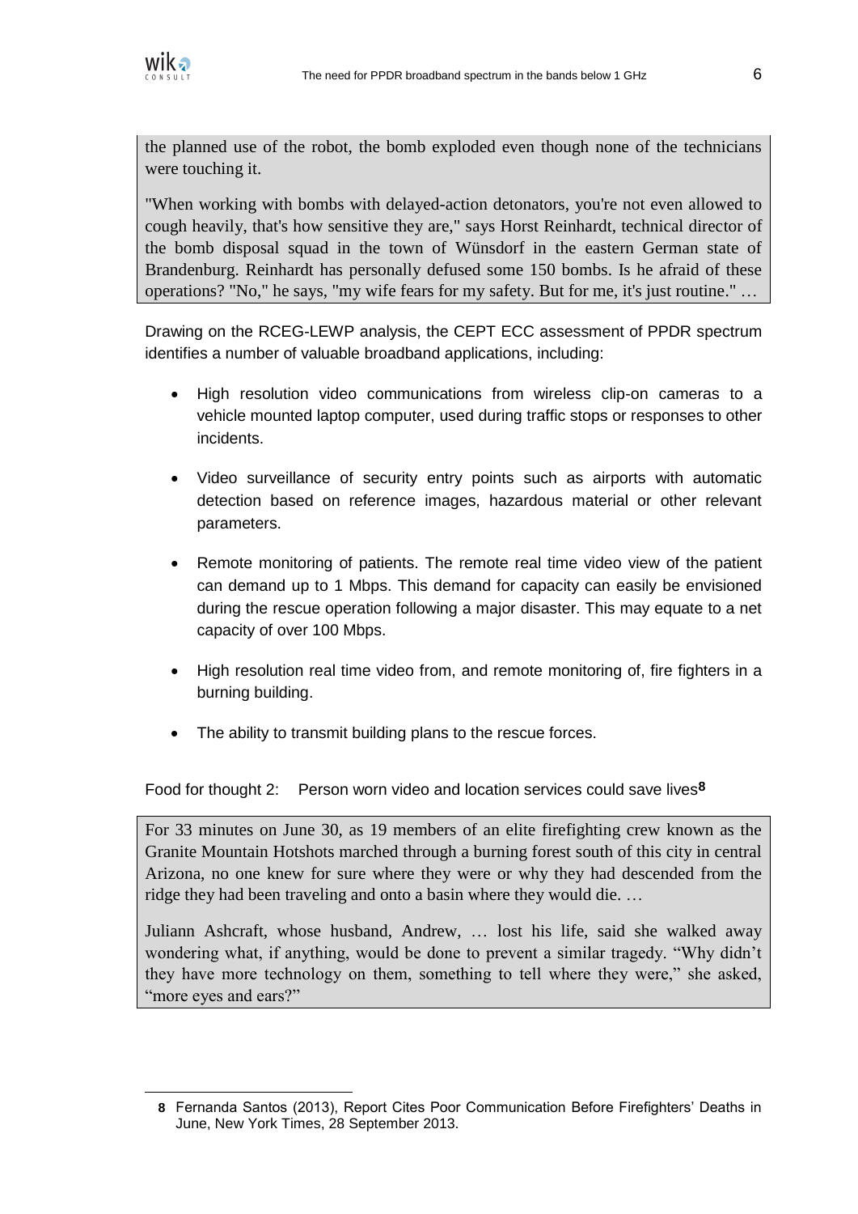the planned use of the robot, the bomb exploded even though none of the technicians were touching it.

"When working with bombs with delayed-action detonators, you're not even allowed to cough heavily, that's how sensitive they are," says Horst Reinhardt, technical director of the bomb disposal squad in the town of Wünsdorf in the eastern German state of Brandenburg. Reinhardt has personally defused some 150 bombs. Is he afraid of these operations? "No," he says, "my wife fears for my safety. But for me, it's just routine." …

Drawing on the RCEG-LEWP analysis, the CEPT ECC assessment of PPDR spectrum identifies a number of valuable broadband applications, including:

- High resolution video communications from wireless clip-on cameras to a vehicle mounted laptop computer, used during traffic stops or responses to other incidents.
- Video surveillance of security entry points such as airports with automatic detection based on reference images, hazardous material or other relevant parameters.
- Remote monitoring of patients. The remote real time video view of the patient can demand up to 1 Mbps. This demand for capacity can easily be envisioned during the rescue operation following a major disaster. This may equate to a net capacity of over 100 Mbps.
- High resolution real time video from, and remote monitoring of, fire fighters in a burning building.
- The ability to transmit building plans to the rescue forces.

Food for thought 2: Person worn video and location services could save lives[8]

For 33 minutes on June 30, as 19 members of an elite firefighting crew known as the Granite Mountain Hotshots marched through a burning forest south of this city in central Arizona, no one knew for sure where they were or why they had descended from the ridge they had been traveling and onto a basin where they would die. …

Juliann Ashcraft, whose husband, Andrew, … lost his life, said she walked away wondering what, if anything, would be done to prevent a similar tragedy. "Why didn't they have more technology on them, something to tell where they were," she asked, "more eyes and ears?"

8 Fernanda Santos (2013), Report Cites Poor Communication Before Firefighters' Deaths in June, New York Times, 28 September 2013.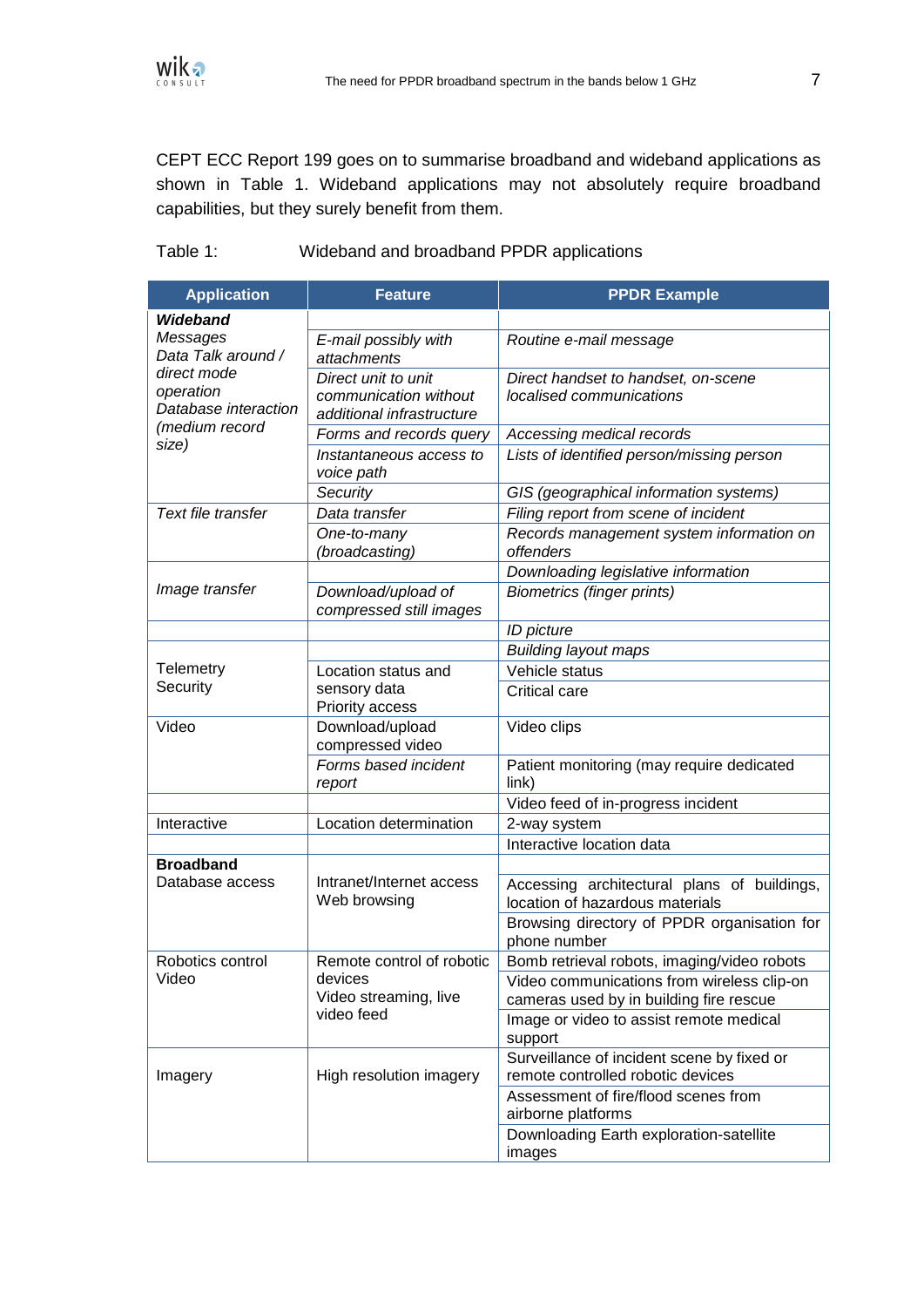CEPT ECC Report 199 goes on to summarise broadband and wideband applications as shown in Table 1. Wideband applications may not absolutely require broadband capabilities, but they surely benefit from them.

Table 1: Wideband and broadband PPDR applications

| Application | Feature | PPDR Example |
|---|---|---|
| ***Wideband*** *Messages Data Talk around / direct mode operation Database interaction (medium record size)* | | |
| | *E-mail possibly with attachments* | *Routine e-mail message* |
| | *Direct unit to unit communication without additional infrastructure* | *Direct handset to handset, on-scene localised communications* |
| | *Forms and records query* | *Accessing medical records* |
| | *Instantaneous access to voice path* | *Lists of identified person/missing person* |
| | *Security* | *GIS (geographical information systems)* |
| *Text file transfer* | *Data transfer* | *Filing report from scene of incident* |
| | *One-to-many (broadcasting)* | *Records management system information on offenders* |
| *Image transfer* | | *Downloading legislative information* |
| | *Download/upload of compressed still images* | *Biometrics (finger prints)* |
| | | *ID picture* |
| Telemetry Security | | *Building layout maps* |
| | Location status and sensory data Priority access | Vehicle status |
| | | Critical care |
| Video | Download/upload compressed video | Video clips |
| | *Forms based incident report* | Patient monitoring (may require dedicated link) |
| | | Video feed of in-progress incident |
| Interactive | Location determination | 2-way system |
| | | Interactive location data |
| **Broadband** Database access | Intranet/Internet access Web browsing | |
| | | Accessing architectural plans of buildings, location of hazardous materials |
| | | Browsing directory of PPDR organisation for phone number |
| Robotics control Video | Remote control of robotic devices Video streaming, live video feed | Bomb retrieval robots, imaging/video robots |
| | | Video communications from wireless clip-on cameras used by in building fire rescue |
| | | Image or video to assist remote medical support |
| Imagery | High resolution imagery | Surveillance of incident scene by fixed or remote controlled robotic devices |
| | | Assessment of fire/flood scenes from airborne platforms |
| | | Downloading Earth exploration-satellite images |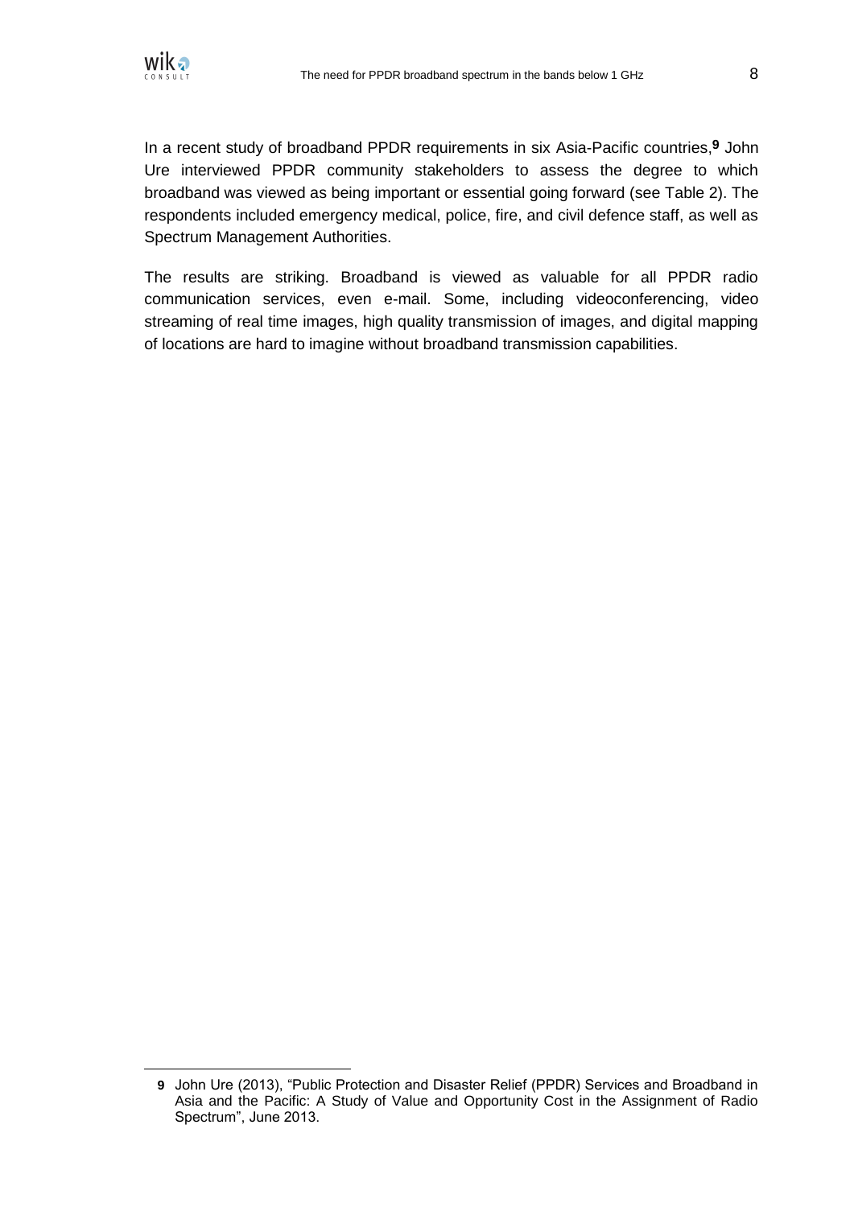In a recent study of broadband PPDR requirements in six Asia-Pacific countries,[9] John Ure interviewed PPDR community stakeholders to assess the degree to which broadband was viewed as being important or essential going forward (see Table 2). The respondents included emergency medical, police, fire, and civil defence staff, as well as Spectrum Management Authorities.

The results are striking. Broadband is viewed as valuable for all PPDR radio communication services, even e-mail. Some, including videoconferencing, video streaming of real time images, high quality transmission of images, and digital mapping of locations are hard to imagine without broadband transmission capabilities.

[9] John Ure (2013), "Public Protection and Disaster Relief (PPDR) Services and Broadband in Asia and the Pacific: A Study of Value and Opportunity Cost in the Assignment of Radio Spectrum", June 2013.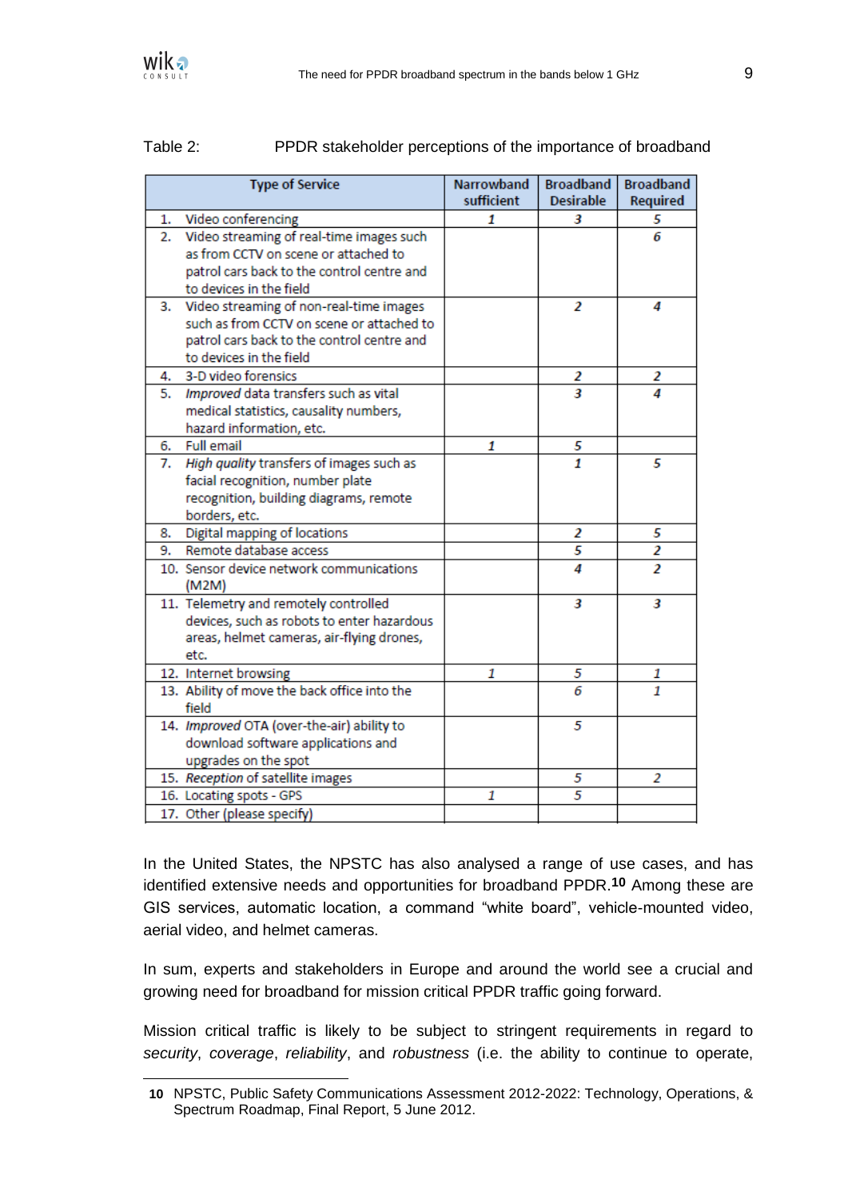Table 2: PPDR stakeholder perceptions of the importance of broadband

| Type of Service | Narrowband sufficient | Broadband Desirable | Broadband Required |
|---|---|---|---|
| 1. Video conferencing | 1 | 3 | 5 |
| 2. Video streaming of real-time images such as from CCTV on scene or attached to patrol cars back to the control centre and to devices in the field | | | 6 |
| 3. Video streaming of non-real-time images such as from CCTV on scene or attached to patrol cars back to the control centre and to devices in the field | | 2 | 4 |
| 4. 3-D video forensics | | 2 | 2 |
| 5. *Improved* data transfers such as vital medical statistics, causality numbers, hazard information, etc. | | 3 | 4 |
| 6. Full email | 1 | 5 | |
| 7. *High quality* transfers of images such as facial recognition, number plate recognition, building diagrams, remote borders, etc. | | 1 | 5 |
| 8. Digital mapping of locations | | 2 | 5 |
| 9. Remote database access | | 5 | 2 |
| 10. Sensor device network communications (M2M) | | 4 | 2 |
| 11. Telemetry and remotely controlled devices, such as robots to enter hazardous areas, helmet cameras, air-flying drones, etc. | | 3 | 3 |
| 12. Internet browsing | 1 | 5 | 1 |
| 13. Ability of move the back office into the field | | 6 | 1 |
| 14. *Improved* OTA (over-the-air) ability to download software applications and upgrades on the spot | | 5 | |
| 15. *Reception* of satellite images | | 5 | 2 |
| 16. Locating spots - GPS | 1 | 5 | |
| 17. Other (please specify) | | | |

In the United States, the NPSTC has also analysed a range of use cases, and has identified extensive needs and opportunities for broadband PPDR.[10] Among these are GIS services, automatic location, a command "white board", vehicle-mounted video, aerial video, and helmet cameras.

In sum, experts and stakeholders in Europe and around the world see a crucial and growing need for broadband for mission critical PPDR traffic going forward.

Mission critical traffic is likely to be subject to stringent requirements in regard to *security*, *coverage*, *reliability*, and *robustness* (i.e. the ability to continue to operate,

[10] NPSTC, Public Safety Communications Assessment 2012-2022: Technology, Operations, & Spectrum Roadmap, Final Report, 5 June 2012.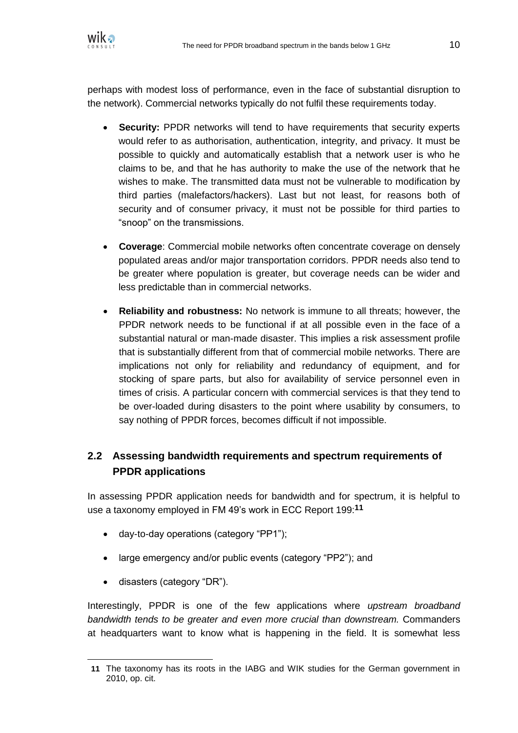perhaps with modest loss of performance, even in the face of substantial disruption to the network). Commercial networks typically do not fulfil these requirements today.

- **Security:** PPDR networks will tend to have requirements that security experts would refer to as authorisation, authentication, integrity, and privacy. It must be possible to quickly and automatically establish that a network user is who he claims to be, and that he has authority to make the use of the network that he wishes to make. The transmitted data must not be vulnerable to modification by third parties (malefactors/hackers). Last but not least, for reasons both of security and of consumer privacy, it must not be possible for third parties to "snoop" on the transmissions.

- **Coverage**: Commercial mobile networks often concentrate coverage on densely populated areas and/or major transportation corridors. PPDR needs also tend to be greater where population is greater, but coverage needs can be wider and less predictable than in commercial networks.

- **Reliability and robustness:** No network is immune to all threats; however, the PPDR network needs to be functional if at all possible even in the face of a substantial natural or man-made disaster. This implies a risk assessment profile that is substantially different from that of commercial mobile networks. There are implications not only for reliability and redundancy of equipment, and for stocking of spare parts, but also for availability of service personnel even in times of crisis. A particular concern with commercial services is that they tend to be over-loaded during disasters to the point where usability by consumers, to say nothing of PPDR forces, becomes difficult if not impossible.

## 2.2 Assessing bandwidth requirements and spectrum requirements of PPDR applications

In assessing PPDR application needs for bandwidth and for spectrum, it is helpful to use a taxonomy employed in FM 49's work in ECC Report 199:[11]

- day-to-day operations (category "PP1");
- large emergency and/or public events (category "PP2"); and
- disasters (category "DR").

Interestingly, PPDR is one of the few applications where *upstream broadband bandwidth tends to be greater and even more crucial than downstream.* Commanders at headquarters want to know what is happening in the field. It is somewhat less

---

11 The taxonomy has its roots in the IABG and WIK studies for the German government in 2010, op. cit.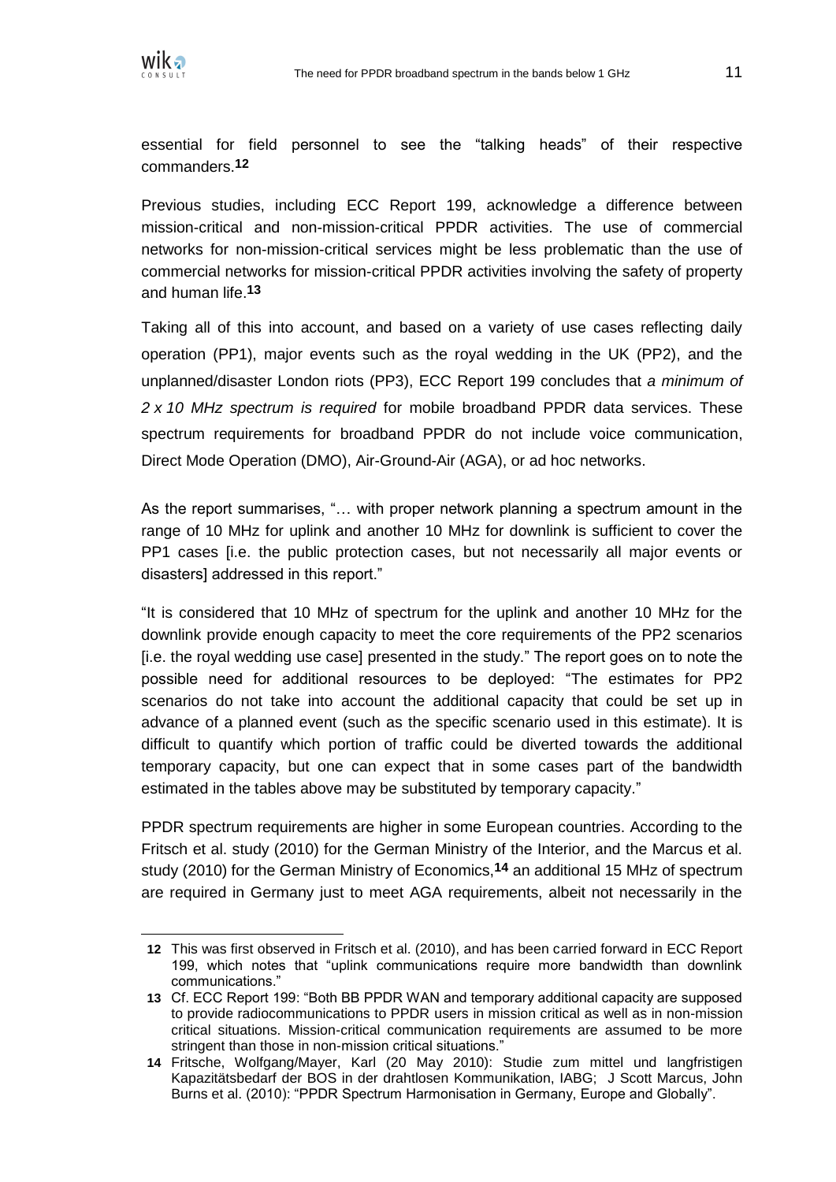essential for field personnel to see the "talking heads" of their respective commanders.[12]

Previous studies, including ECC Report 199, acknowledge a difference between mission-critical and non-mission-critical PPDR activities. The use of commercial networks for non-mission-critical services might be less problematic than the use of commercial networks for mission-critical PPDR activities involving the safety of property and human life.[13]

Taking all of this into account, and based on a variety of use cases reflecting daily operation (PP1), major events such as the royal wedding in the UK (PP2), and the unplanned/disaster London riots (PP3), ECC Report 199 concludes that *a minimum of 2 x 10 MHz spectrum is required* for mobile broadband PPDR data services. These spectrum requirements for broadband PPDR do not include voice communication, Direct Mode Operation (DMO), Air-Ground-Air (AGA), or ad hoc networks.

As the report summarises, "… with proper network planning a spectrum amount in the range of 10 MHz for uplink and another 10 MHz for downlink is sufficient to cover the PP1 cases [i.e. the public protection cases, but not necessarily all major events or disasters] addressed in this report."

"It is considered that 10 MHz of spectrum for the uplink and another 10 MHz for the downlink provide enough capacity to meet the core requirements of the PP2 scenarios [i.e. the royal wedding use case] presented in the study." The report goes on to note the possible need for additional resources to be deployed: "The estimates for PP2 scenarios do not take into account the additional capacity that could be set up in advance of a planned event (such as the specific scenario used in this estimate). It is difficult to quantify which portion of traffic could be diverted towards the additional temporary capacity, but one can expect that in some cases part of the bandwidth estimated in the tables above may be substituted by temporary capacity."

PPDR spectrum requirements are higher in some European countries. According to the Fritsch et al. study (2010) for the German Ministry of the Interior, and the Marcus et al. study (2010) for the German Ministry of Economics,[14] an additional 15 MHz of spectrum are required in Germany just to meet AGA requirements, albeit not necessarily in the

---

**12** This was first observed in Fritsch et al. (2010), and has been carried forward in ECC Report 199, which notes that "uplink communications require more bandwidth than downlink communications."

**13** Cf. ECC Report 199: "Both BB PPDR WAN and temporary additional capacity are supposed to provide radiocommunications to PPDR users in mission critical as well as in non-mission critical situations. Mission-critical communication requirements are assumed to be more stringent than those in non-mission critical situations."

**14** Fritsche, Wolfgang/Mayer, Karl (20 May 2010): Studie zum mittel und langfristigen Kapazitätsbedarf der BOS in der drahtlosen Kommunikation, IABG; J Scott Marcus, John Burns et al. (2010): "PPDR Spectrum Harmonisation in Germany, Europe and Globally".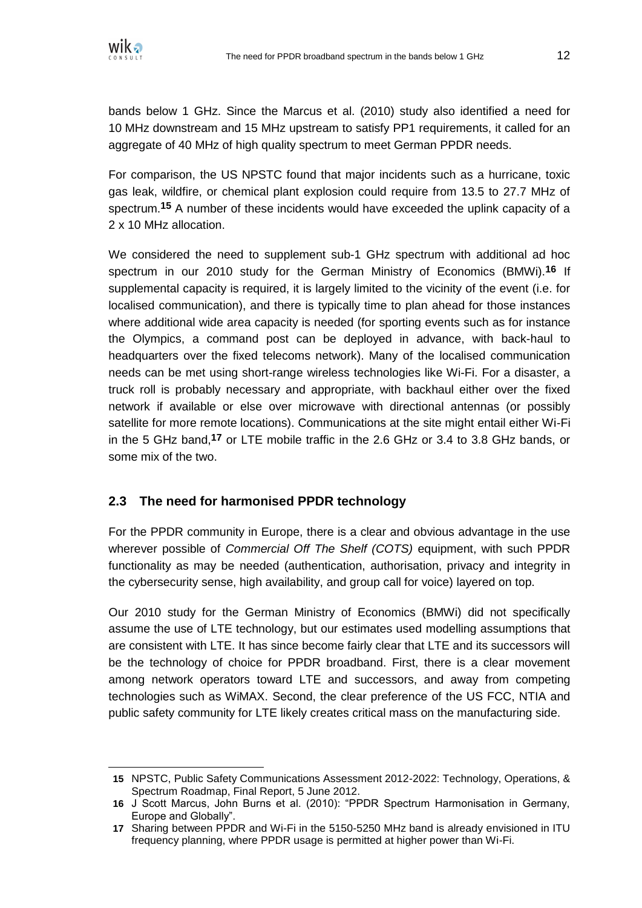bands below 1 GHz. Since the Marcus et al. (2010) study also identified a need for 10 MHz downstream and 15 MHz upstream to satisfy PP1 requirements, it called for an aggregate of 40 MHz of high quality spectrum to meet German PPDR needs.

For comparison, the US NPSTC found that major incidents such as a hurricane, toxic gas leak, wildfire, or chemical plant explosion could require from 13.5 to 27.7 MHz of spectrum.[15] A number of these incidents would have exceeded the uplink capacity of a 2 x 10 MHz allocation.

We considered the need to supplement sub-1 GHz spectrum with additional ad hoc spectrum in our 2010 study for the German Ministry of Economics (BMWi).[16] If supplemental capacity is required, it is largely limited to the vicinity of the event (i.e. for localised communication), and there is typically time to plan ahead for those instances where additional wide area capacity is needed (for sporting events such as for instance the Olympics, a command post can be deployed in advance, with back-haul to headquarters over the fixed telecoms network). Many of the localised communication needs can be met using short-range wireless technologies like Wi-Fi. For a disaster, a truck roll is probably necessary and appropriate, with backhaul either over the fixed network if available or else over microwave with directional antennas (or possibly satellite for more remote locations). Communications at the site might entail either Wi-Fi in the 5 GHz band,[17] or LTE mobile traffic in the 2.6 GHz or 3.4 to 3.8 GHz bands, or some mix of the two.

## 2.3 The need for harmonised PPDR technology

For the PPDR community in Europe, there is a clear and obvious advantage in the use wherever possible of *Commercial Off The Shelf (COTS)* equipment, with such PPDR functionality as may be needed (authentication, authorisation, privacy and integrity in the cybersecurity sense, high availability, and group call for voice) layered on top.

Our 2010 study for the German Ministry of Economics (BMWi) did not specifically assume the use of LTE technology, but our estimates used modelling assumptions that are consistent with LTE. It has since become fairly clear that LTE and its successors will be the technology of choice for PPDR broadband. First, there is a clear movement among network operators toward LTE and successors, and away from competing technologies such as WiMAX. Second, the clear preference of the US FCC, NTIA and public safety community for LTE likely creates critical mass on the manufacturing side.

---

**15** NPSTC, Public Safety Communications Assessment 2012-2022: Technology, Operations, & Spectrum Roadmap, Final Report, 5 June 2012.

**16** J Scott Marcus, John Burns et al. (2010): "PPDR Spectrum Harmonisation in Germany, Europe and Globally".

**17** Sharing between PPDR and Wi-Fi in the 5150-5250 MHz band is already envisioned in ITU frequency planning, where PPDR usage is permitted at higher power than Wi-Fi.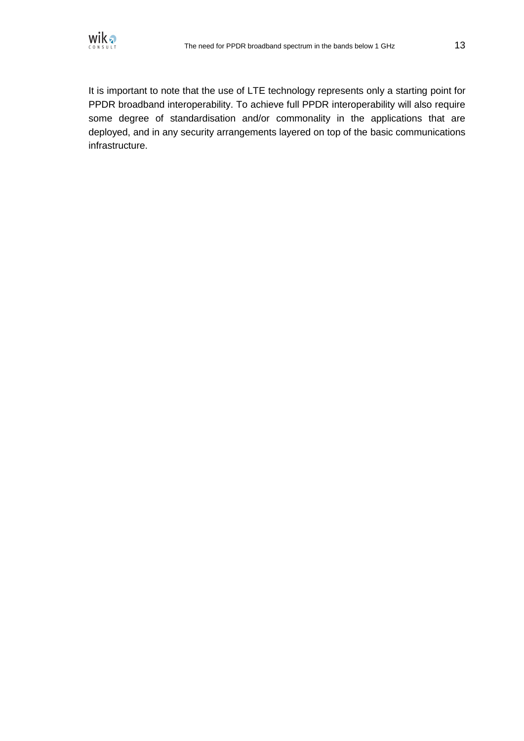It is important to note that the use of LTE technology represents only a starting point for PPDR broadband interoperability. To achieve full PPDR interoperability will also require some degree of standardisation and/or commonality in the applications that are deployed, and in any security arrangements layered on top of the basic communications infrastructure.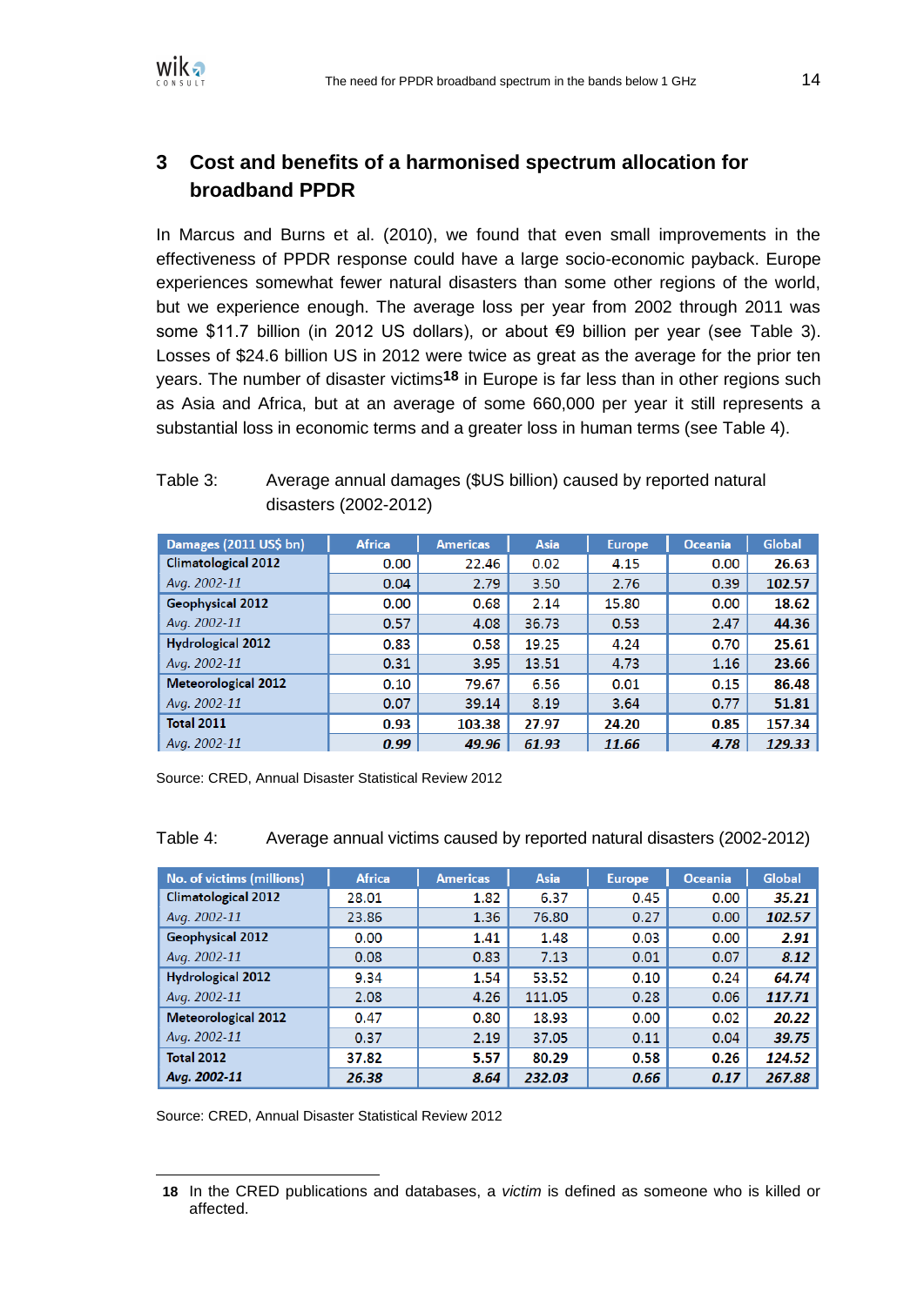# 3 Cost and benefits of a harmonised spectrum allocation for broadband PPDR

In Marcus and Burns et al. (2010), we found that even small improvements in the effectiveness of PPDR response could have a large socio-economic payback. Europe experiences somewhat fewer natural disasters than some other regions of the world, but we experience enough. The average loss per year from 2002 through 2011 was some $11.7 billion (in 2012 US dollars), or about €9 billion per year (see Table 3). Losses of $24.6 billion US in 2012 were twice as great as the average for the prior ten years. The number of disaster victims[18] in Europe is far less than in other regions such as Asia and Africa, but at an average of some 660,000 per year it still represents a substantial loss in economic terms and a greater loss in human terms (see Table 4).

Table 3: Average annual damages ($US billion) caused by reported natural disasters (2002-2012)

| Damages (2011 US$ bn) | Africa | Americas | Asia | Europe | Oceania | Global |
|---|---|---|---|---|---|---|
| **Climatological 2012** | 0.00 | 22.46 | 0.02 | 4.15 | 0.00 | **26.63** |
| *Avg. 2002-11* | 0.04 | 2.79 | 3.50 | 2.76 | 0.39 | **102.57** |
| **Geophysical 2012** | 0.00 | 0.68 | 2.14 | 15.80 | 0.00 | **18.62** |
| *Avg. 2002-11* | 0.57 | 4.08 | 36.73 | 0.53 | 2.47 | **44.36** |
| **Hydrological 2012** | 0.83 | 0.58 | 19.25 | 4.24 | 0.70 | **25.61** |
| *Avg. 2002-11* | 0.31 | 3.95 | 13.51 | 4.73 | 1.16 | **23.66** |
| **Meteorological 2012** | 0.10 | 79.67 | 6.56 | 0.01 | 0.15 | **86.48** |
| *Avg. 2002-11* | 0.07 | 39.14 | 8.19 | 3.64 | 0.77 | **51.81** |
| **Total 2011** | **0.93** | **103.38** | **27.97** | **24.20** | **0.85** | **157.34** |
| *Avg. 2002-11* | ***0.99*** | ***49.96*** | ***61.93*** | ***11.66*** | ***4.78*** | ***129.33*** |

Source: CRED, Annual Disaster Statistical Review 2012

Table 4: Average annual victims caused by reported natural disasters (2002-2012)

| No. of victims (millions) | Africa | Americas | Asia | Europe | Oceania | Global |
|---|---|---|---|---|---|---|
| **Climatological 2012** | 28.01 | 1.82 | 6.37 | 0.45 | 0.00 | ***35.21*** |
| *Avg. 2002-11* | 23.86 | 1.36 | 76.80 | 0.27 | 0.00 | ***102.57*** |
| **Geophysical 2012** | 0.00 | 1.41 | 1.48 | 0.03 | 0.00 | ***2.91*** |
| *Avg. 2002-11* | 0.08 | 0.83 | 7.13 | 0.01 | 0.07 | ***8.12*** |
| **Hydrological 2012** | 9.34 | 1.54 | 53.52 | 0.10 | 0.24 | ***64.74*** |
| *Avg. 2002-11* | 2.08 | 4.26 | 111.05 | 0.28 | 0.06 | ***117.71*** |
| **Meteorological 2012** | 0.47 | 0.80 | 18.93 | 0.00 | 0.02 | ***20.22*** |
| *Avg. 2002-11* | 0.37 | 2.19 | 37.05 | 0.11 | 0.04 | ***39.75*** |
| **Total 2012** | **37.82** | **5.57** | **80.29** | **0.58** | **0.26** | ***124.52*** |
| ***Avg. 2002-11*** | ***26.38*** | ***8.64*** | ***232.03*** | ***0.66*** | ***0.17*** | ***267.88*** |

Source: CRED, Annual Disaster Statistical Review 2012

---

**18** In the CRED publications and databases, a *victim* is defined as someone who is killed or affected.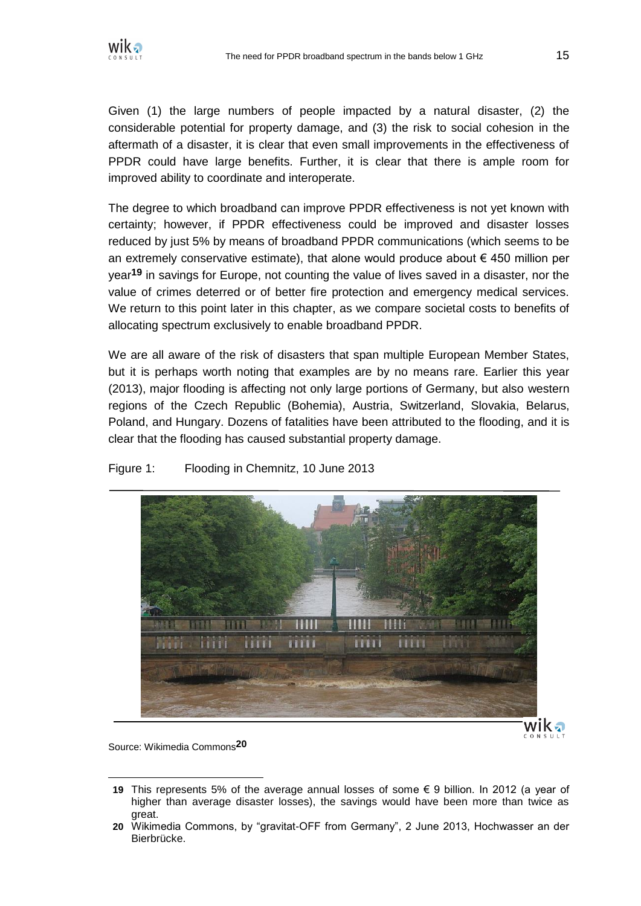Given (1) the large numbers of people impacted by a natural disaster, (2) the considerable potential for property damage, and (3) the risk to social cohesion in the aftermath of a disaster, it is clear that even small improvements in the effectiveness of PPDR could have large benefits. Further, it is clear that there is ample room for improved ability to coordinate and interoperate.

The degree to which broadband can improve PPDR effectiveness is not yet known with certainty; however, if PPDR effectiveness could be improved and disaster losses reduced by just 5% by means of broadband PPDR communications (which seems to be an extremely conservative estimate), that alone would produce about € 450 million per year[19] in savings for Europe, not counting the value of lives saved in a disaster, nor the value of crimes deterred or of better fire protection and emergency medical services. We return to this point later in this chapter, as we compare societal costs to benefits of allocating spectrum exclusively to enable broadband PPDR.

We are all aware of the risk of disasters that span multiple European Member States, but it is perhaps worth noting that examples are by no means rare. Earlier this year (2013), major flooding is affecting not only large portions of Germany, but also western regions of the Czech Republic (Bohemia), Austria, Switzerland, Slovakia, Belarus, Poland, and Hungary. Dozens of fatalities have been attributed to the flooding, and it is clear that the flooding has caused substantial property damage.

Figure 1: Flooding in Chemnitz, 10 June 2013

Source: Wikimedia Commons[20]

---

[19] This represents 5% of the average annual losses of some € 9 billion. In 2012 (a year of higher than average disaster losses), the savings would have been more than twice as great.

[20] Wikimedia Commons, by "gravitat-OFF from Germany", 2 June 2013, Hochwasser an der Bierbrücke.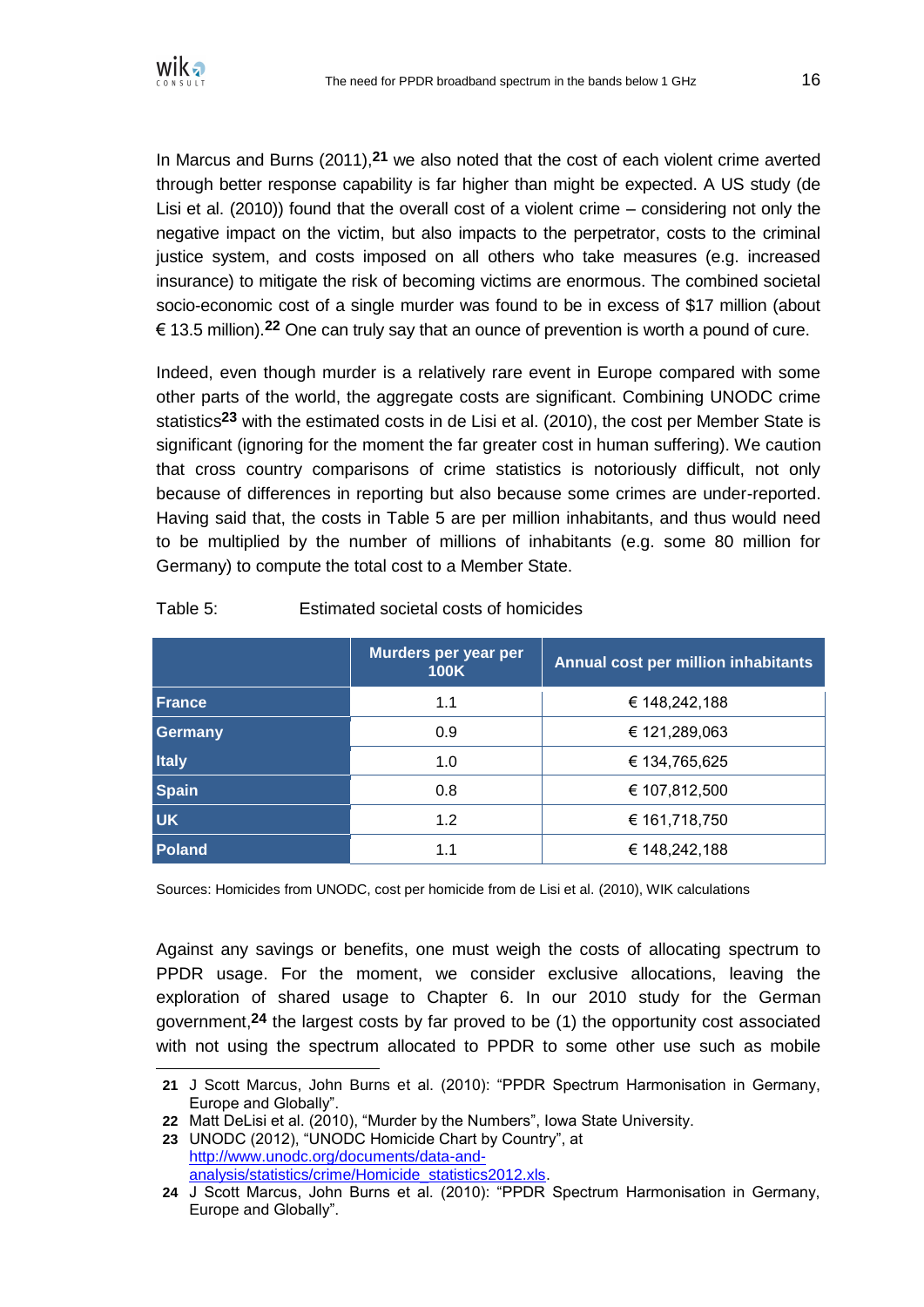In Marcus and Burns (2011),[21] we also noted that the cost of each violent crime averted through better response capability is far higher than might be expected. A US study (de Lisi et al. (2010)) found that the overall cost of a violent crime – considering not only the negative impact on the victim, but also impacts to the perpetrator, costs to the criminal justice system, and costs imposed on all others who take measures (e.g. increased insurance) to mitigate the risk of becoming victims are enormous. The combined societal socio-economic cost of a single murder was found to be in excess of $17 million (about € 13.5 million).[22] One can truly say that an ounce of prevention is worth a pound of cure.

Indeed, even though murder is a relatively rare event in Europe compared with some other parts of the world, the aggregate costs are significant. Combining UNODC crime statistics[23] with the estimated costs in de Lisi et al. (2010), the cost per Member State is significant (ignoring for the moment the far greater cost in human suffering). We caution that cross country comparisons of crime statistics is notoriously difficult, not only because of differences in reporting but also because some crimes are under-reported. Having said that, the costs in Table 5 are per million inhabitants, and thus would need to be multiplied by the number of millions of inhabitants (e.g. some 80 million for Germany) to compute the total cost to a Member State.

Table 5: Estimated societal costs of homicides

| | Murders per year per 100K | Annual cost per million inhabitants |
|---|---|---|
| **France** | 1.1 | € 148,242,188 |
| **Germany** | 0.9 | € 121,289,063 |
| **Italy** | 1.0 | € 134,765,625 |
| **Spain** | 0.8 | € 107,812,500 |
| **UK** | 1.2 | € 161,718,750 |
| **Poland** | 1.1 | € 148,242,188 |

Sources: Homicides from UNODC, cost per homicide from de Lisi et al. (2010), WIK calculations

Against any savings or benefits, one must weigh the costs of allocating spectrum to PPDR usage. For the moment, we consider exclusive allocations, leaving the exploration of shared usage to Chapter 6. In our 2010 study for the German government,[24] the largest costs by far proved to be (1) the opportunity cost associated with not using the spectrum allocated to PPDR to some other use such as mobile

---

21 J Scott Marcus, John Burns et al. (2010): "PPDR Spectrum Harmonisation in Germany, Europe and Globally".

22 Matt DeLisi et al. (2010), "Murder by the Numbers", Iowa State University.

23 UNODC (2012), "UNODC Homicide Chart by Country", at http://www.unodc.org/documents/data-and-analysis/statistics/crime/Homicide_statistics2012.xls.

24 J Scott Marcus, John Burns et al. (2010): "PPDR Spectrum Harmonisation in Germany, Europe and Globally".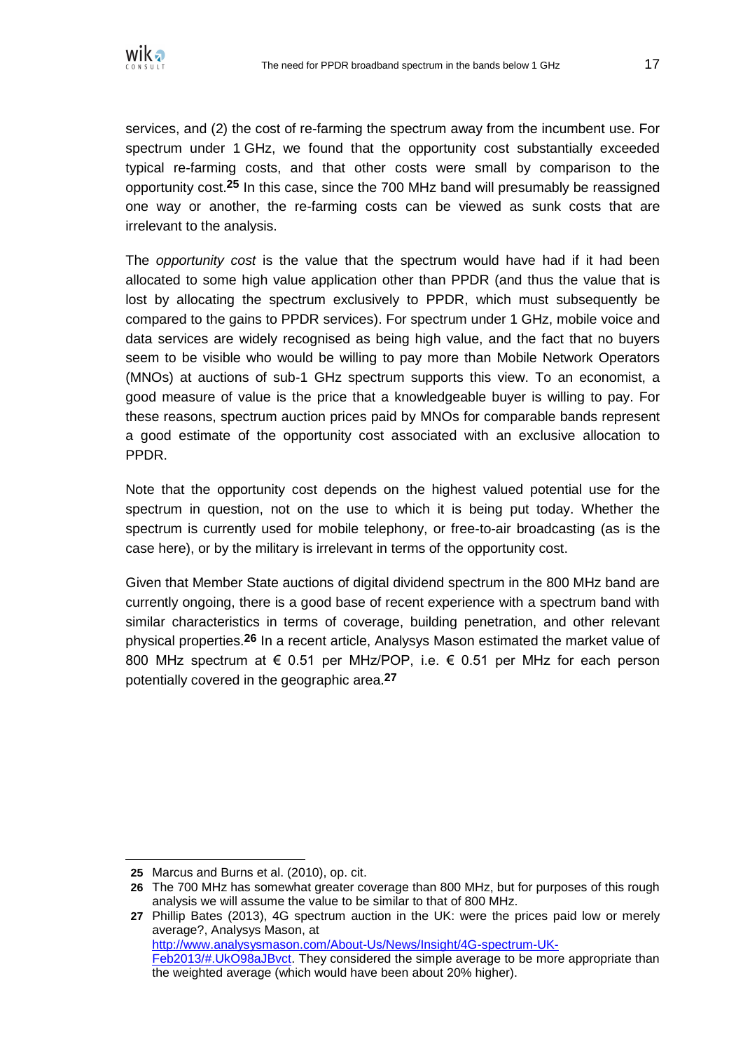services, and (2) the cost of re-farming the spectrum away from the incumbent use. For spectrum under 1 GHz, we found that the opportunity cost substantially exceeded typical re-farming costs, and that other costs were small by comparison to the opportunity cost.[25] In this case, since the 700 MHz band will presumably be reassigned one way or another, the re-farming costs can be viewed as sunk costs that are irrelevant to the analysis.

The *opportunity cost* is the value that the spectrum would have had if it had been allocated to some high value application other than PPDR (and thus the value that is lost by allocating the spectrum exclusively to PPDR, which must subsequently be compared to the gains to PPDR services). For spectrum under 1 GHz, mobile voice and data services are widely recognised as being high value, and the fact that no buyers seem to be visible who would be willing to pay more than Mobile Network Operators (MNOs) at auctions of sub-1 GHz spectrum supports this view. To an economist, a good measure of value is the price that a knowledgeable buyer is willing to pay. For these reasons, spectrum auction prices paid by MNOs for comparable bands represent a good estimate of the opportunity cost associated with an exclusive allocation to PPDR.

Note that the opportunity cost depends on the highest valued potential use for the spectrum in question, not on the use to which it is being put today. Whether the spectrum is currently used for mobile telephony, or free-to-air broadcasting (as is the case here), or by the military is irrelevant in terms of the opportunity cost.

Given that Member State auctions of digital dividend spectrum in the 800 MHz band are currently ongoing, there is a good base of recent experience with a spectrum band with similar characteristics in terms of coverage, building penetration, and other relevant physical properties.[26] In a recent article, Analysys Mason estimated the market value of 800 MHz spectrum at € 0.51 per MHz/POP, i.e. € 0.51 per MHz for each person potentially covered in the geographic area.[27]

---

**25** Marcus and Burns et al. (2010), op. cit.

**26** The 700 MHz has somewhat greater coverage than 800 MHz, but for purposes of this rough analysis we will assume the value to be similar to that of 800 MHz.

**27** Phillip Bates (2013), 4G spectrum auction in the UK: were the prices paid low or merely average?, Analysys Mason, at http://www.analysysmason.com/About-Us/News/Insight/4G-spectrum-UK-Feb2013/#.UkO98aJBvct. They considered the simple average to be more appropriate than the weighted average (which would have been about 20% higher).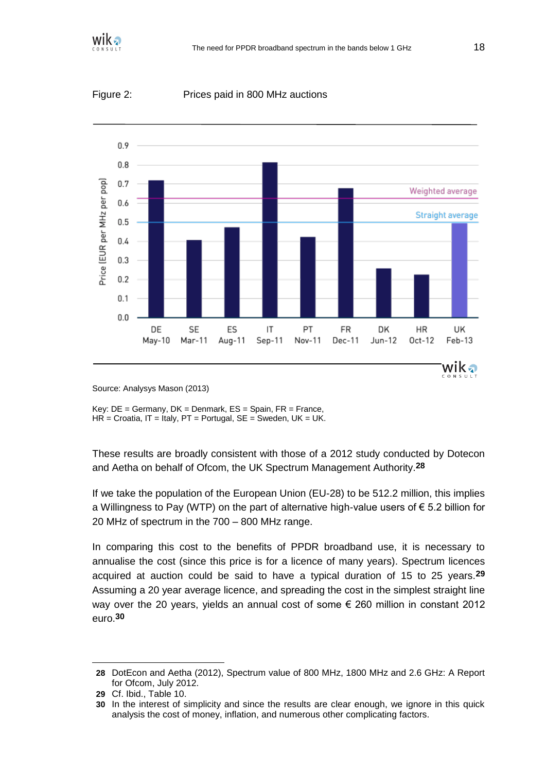Figure 2: Prices paid in 800 MHz auctions

Price [EUR per MHz per pop]

0.9
0.8
0.7
0.6
0.5
0.4
0.3
0.2
0.1
0.0

Weighted average

Straight average

DE May-10
SE Mar-11
ES Aug-11
IT Sep-11
PT Nov-11
FR Dec-11
DK Jun-12
HR Oct-12
UK Feb-13

Source: Analysys Mason (2013)

Key: DE = Germany, DK = Denmark, ES = Spain, FR = France,
HR = Croatia, IT = Italy, PT = Portugal, SE = Sweden, UK = UK.

These results are broadly consistent with those of a 2012 study conducted by Dotecon and Aetha on behalf of Ofcom, the UK Spectrum Management Authority.[28]

If we take the population of the European Union (EU-28) to be 512.2 million, this implies a Willingness to Pay (WTP) on the part of alternative high-value users of € 5.2 billion for 20 MHz of spectrum in the 700 – 800 MHz range.

In comparing this cost to the benefits of PPDR broadband use, it is necessary to annualise the cost (since this price is for a licence of many years). Spectrum licences acquired at auction could be said to have a typical duration of 15 to 25 years.[29] Assuming a 20 year average licence, and spreading the cost in the simplest straight line way over the 20 years, yields an annual cost of some € 260 million in constant 2012 euro.[30]

28 DotEcon and Aetha (2012), Spectrum value of 800 MHz, 1800 MHz and 2.6 GHz: A Report for Ofcom, July 2012.

29 Cf. Ibid., Table 10.

30 In the interest of simplicity and since the results are clear enough, we ignore in this quick analysis the cost of money, inflation, and numerous other complicating factors.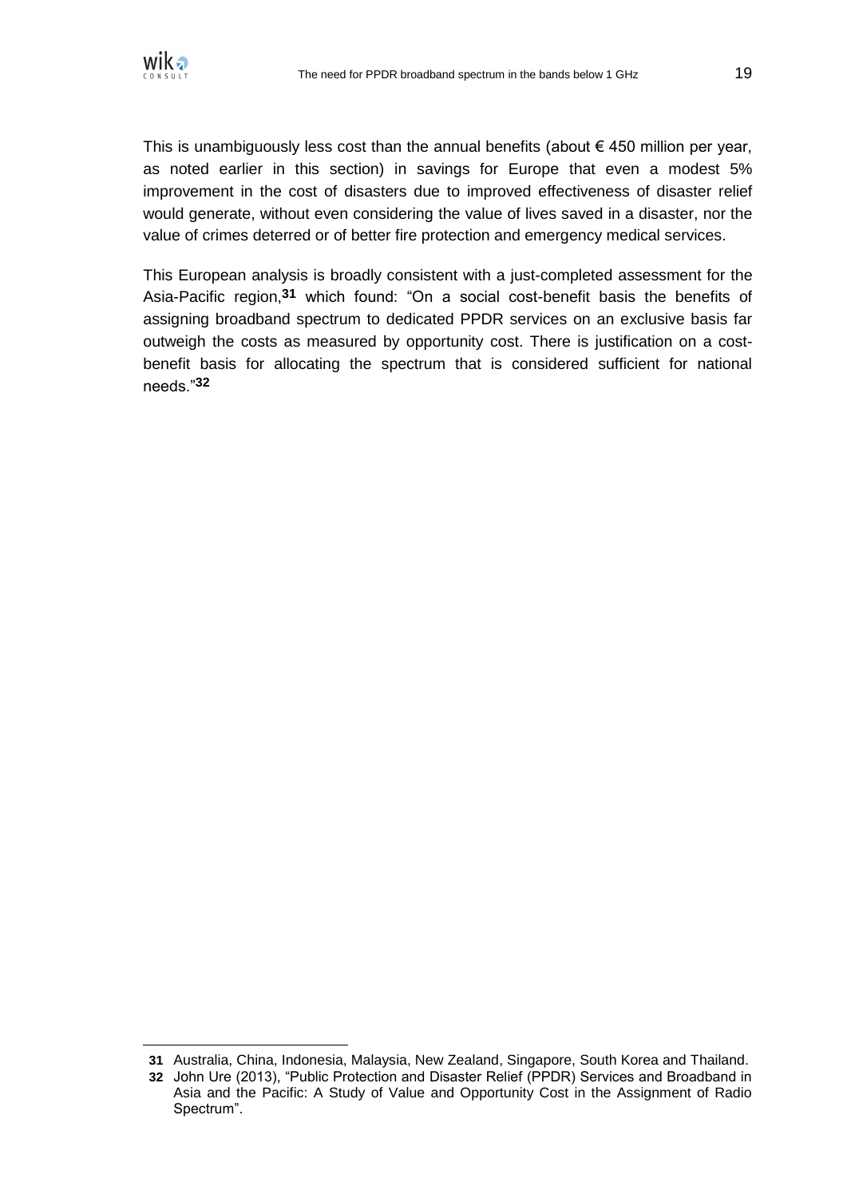This is unambiguously less cost than the annual benefits (about € 450 million per year, as noted earlier in this section) in savings for Europe that even a modest 5% improvement in the cost of disasters due to improved effectiveness of disaster relief would generate, without even considering the value of lives saved in a disaster, nor the value of crimes deterred or of better fire protection and emergency medical services.

This European analysis is broadly consistent with a just-completed assessment for the Asia-Pacific region,[31] which found: "On a social cost-benefit basis the benefits of assigning broadband spectrum to dedicated PPDR services on an exclusive basis far outweigh the costs as measured by opportunity cost. There is justification on a cost-benefit basis for allocating the spectrum that is considered sufficient for national needs."[32]

---

**31** Australia, China, Indonesia, Malaysia, New Zealand, Singapore, South Korea and Thailand.

**32** John Ure (2013), "Public Protection and Disaster Relief (PPDR) Services and Broadband in Asia and the Pacific: A Study of Value and Opportunity Cost in the Assignment of Radio Spectrum".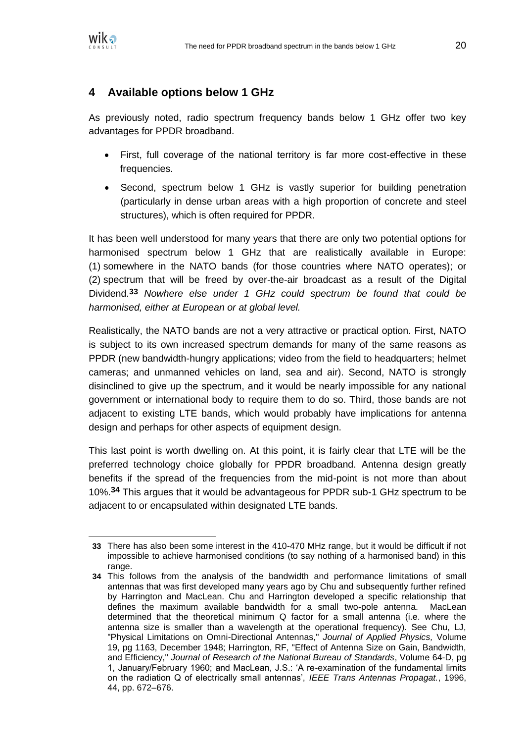# 4 Available options below 1 GHz

As previously noted, radio spectrum frequency bands below 1 GHz offer two key advantages for PPDR broadband.

- First, full coverage of the national territory is far more cost-effective in these frequencies.
- Second, spectrum below 1 GHz is vastly superior for building penetration (particularly in dense urban areas with a high proportion of concrete and steel structures), which is often required for PPDR.

It has been well understood for many years that there are only two potential options for harmonised spectrum below 1 GHz that are realistically available in Europe: (1) somewhere in the NATO bands (for those countries where NATO operates); or (2) spectrum that will be freed by over-the-air broadcast as a result of the Digital Dividend.[33] *Nowhere else under 1 GHz could spectrum be found that could be harmonised, either at European or at global level.*

Realistically, the NATO bands are not a very attractive or practical option. First, NATO is subject to its own increased spectrum demands for many of the same reasons as PPDR (new bandwidth-hungry applications; video from the field to headquarters; helmet cameras; and unmanned vehicles on land, sea and air). Second, NATO is strongly disinclined to give up the spectrum, and it would be nearly impossible for any national government or international body to require them to do so. Third, those bands are not adjacent to existing LTE bands, which would probably have implications for antenna design and perhaps for other aspects of equipment design.

This last point is worth dwelling on. At this point, it is fairly clear that LTE will be the preferred technology choice globally for PPDR broadband. Antenna design greatly benefits if the spread of the frequencies from the mid-point is not more than about 10%.[34] This argues that it would be advantageous for PPDR sub-1 GHz spectrum to be adjacent to or encapsulated within designated LTE bands.

---

**33** There has also been some interest in the 410-470 MHz range, but it would be difficult if not impossible to achieve harmonised conditions (to say nothing of a harmonised band) in this range.

**34** This follows from the analysis of the bandwidth and performance limitations of small antennas that was first developed many years ago by Chu and subsequently further refined by Harrington and MacLean. Chu and Harrington developed a specific relationship that defines the maximum available bandwidth for a small two-pole antenna. MacLean determined that the theoretical minimum Q factor for a small antenna (i.e. where the antenna size is smaller than a wavelength at the operational frequency). See Chu, LJ, "Physical Limitations on Omni-Directional Antennas," *Journal of Applied Physics,* Volume 19, pg 1163, December 1948; Harrington, RF, "Effect of Antenna Size on Gain, Bandwidth, and Efficiency," *Journal of Research of the National Bureau of Standards*, Volume 64-D, pg 1, January/February 1960; and MacLean, J.S.: 'A re-examination of the fundamental limits on the radiation Q of electrically small antennas', *IEEE Trans Antennas Propagat.*, 1996, 44, pp. 672–676.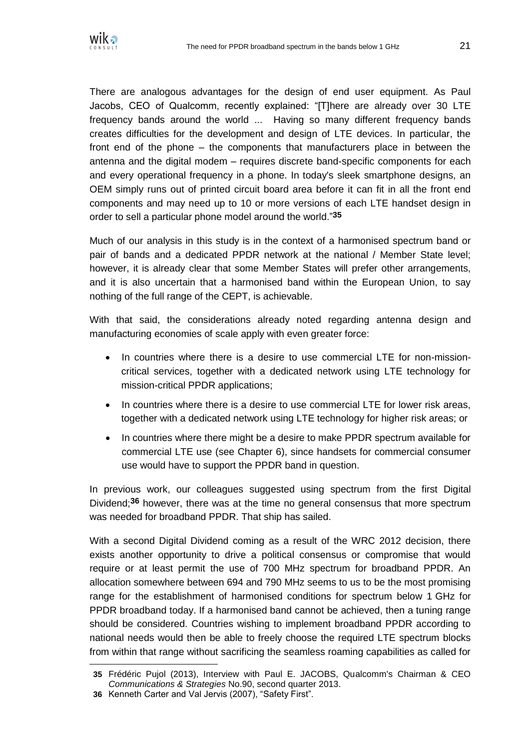There are analogous advantages for the design of end user equipment. As Paul Jacobs, CEO of Qualcomm, recently explained: "[T]here are already over 30 LTE frequency bands around the world ... Having so many different frequency bands creates difficulties for the development and design of LTE devices. In particular, the front end of the phone – the components that manufacturers place in between the antenna and the digital modem – requires discrete band-specific components for each and every operational frequency in a phone. In today's sleek smartphone designs, an OEM simply runs out of printed circuit board area before it can fit in all the front end components and may need up to 10 or more versions of each LTE handset design in order to sell a particular phone model around the world."[35]

Much of our analysis in this study is in the context of a harmonised spectrum band or pair of bands and a dedicated PPDR network at the national / Member State level; however, it is already clear that some Member States will prefer other arrangements, and it is also uncertain that a harmonised band within the European Union, to say nothing of the full range of the CEPT, is achievable.

With that said, the considerations already noted regarding antenna design and manufacturing economies of scale apply with even greater force:

- In countries where there is a desire to use commercial LTE for non-mission-critical services, together with a dedicated network using LTE technology for mission-critical PPDR applications;
- In countries where there is a desire to use commercial LTE for lower risk areas, together with a dedicated network using LTE technology for higher risk areas; or
- In countries where there might be a desire to make PPDR spectrum available for commercial LTE use (see Chapter 6), since handsets for commercial consumer use would have to support the PPDR band in question.

In previous work, our colleagues suggested using spectrum from the first Digital Dividend;[36] however, there was at the time no general consensus that more spectrum was needed for broadband PPDR. That ship has sailed.

With a second Digital Dividend coming as a result of the WRC 2012 decision, there exists another opportunity to drive a political consensus or compromise that would require or at least permit the use of 700 MHz spectrum for broadband PPDR. An allocation somewhere between 694 and 790 MHz seems to us to be the most promising range for the establishment of harmonised conditions for spectrum below 1 GHz for PPDR broadband today. If a harmonised band cannot be achieved, then a tuning range should be considered. Countries wishing to implement broadband PPDR according to national needs would then be able to freely choose the required LTE spectrum blocks from within that range without sacrificing the seamless roaming capabilities as called for

---

35 Frédéric Pujol (2013), Interview with Paul E. JACOBS, Qualcomm's Chairman & CEO *Communications & Strategies* No.90, second quarter 2013.

36 Kenneth Carter and Val Jervis (2007), "Safety First".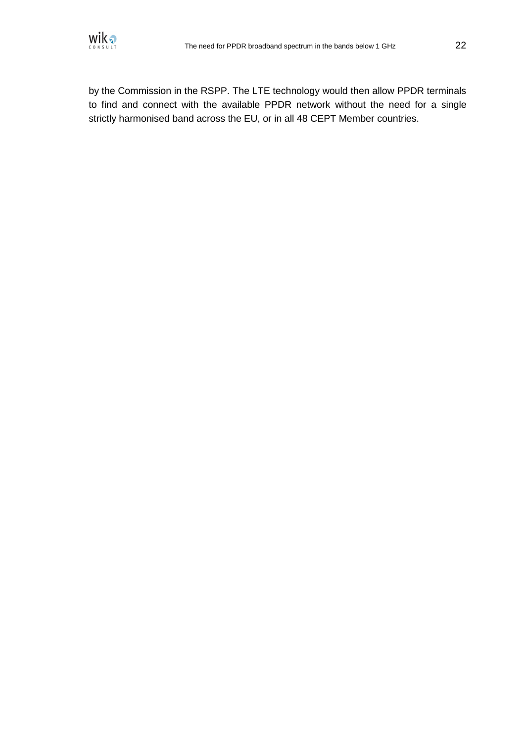by the Commission in the RSPP. The LTE technology would then allow PPDR terminals to find and connect with the available PPDR network without the need for a single strictly harmonised band across the EU, or in all 48 CEPT Member countries.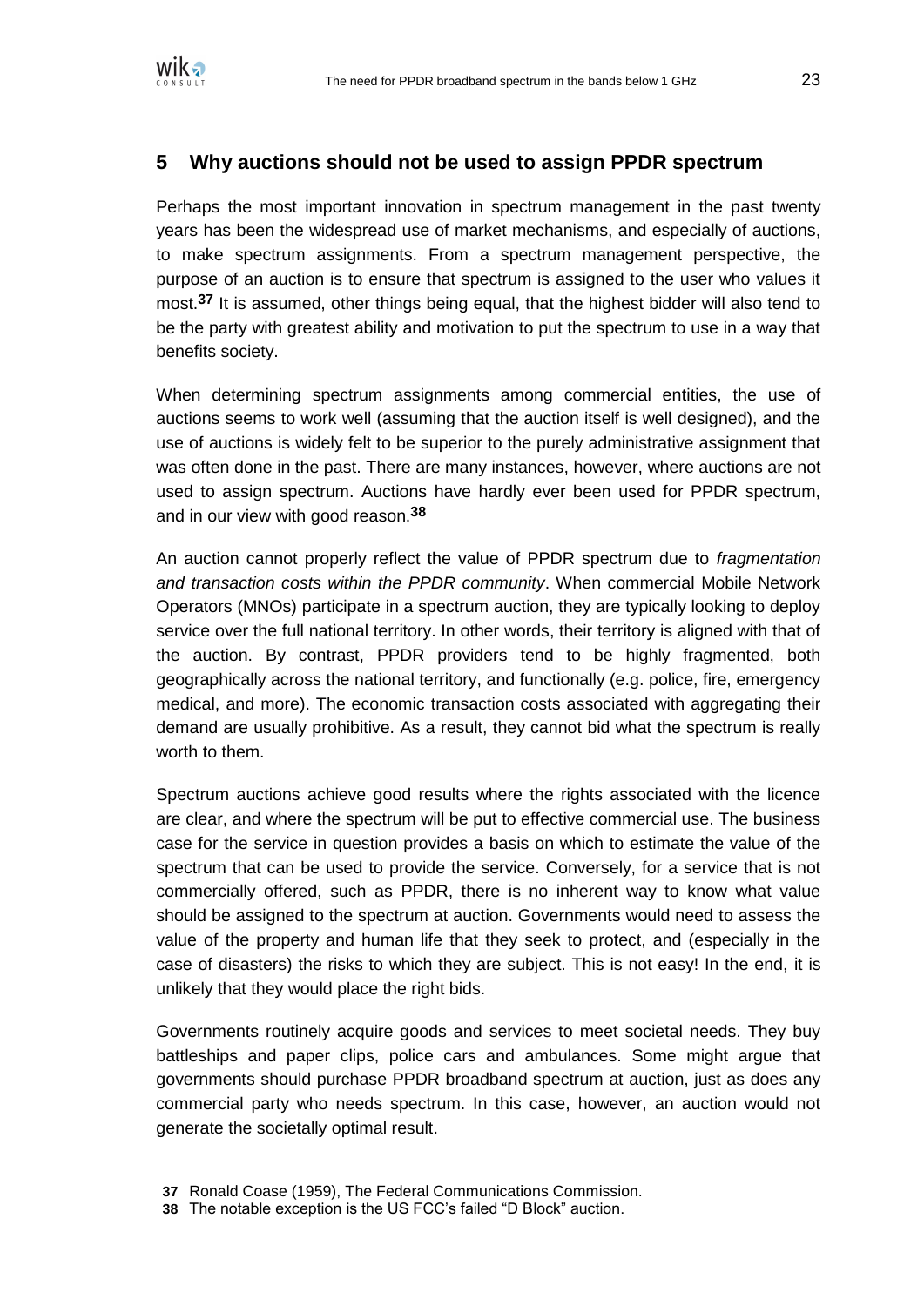# 5 Why auctions should not be used to assign PPDR spectrum

Perhaps the most important innovation in spectrum management in the past twenty years has been the widespread use of market mechanisms, and especially of auctions, to make spectrum assignments. From a spectrum management perspective, the purpose of an auction is to ensure that spectrum is assigned to the user who values it most.[37] It is assumed, other things being equal, that the highest bidder will also tend to be the party with greatest ability and motivation to put the spectrum to use in a way that benefits society.

When determining spectrum assignments among commercial entities, the use of auctions seems to work well (assuming that the auction itself is well designed), and the use of auctions is widely felt to be superior to the purely administrative assignment that was often done in the past. There are many instances, however, where auctions are not used to assign spectrum. Auctions have hardly ever been used for PPDR spectrum, and in our view with good reason.[38]

An auction cannot properly reflect the value of PPDR spectrum due to *fragmentation and transaction costs within the PPDR community*. When commercial Mobile Network Operators (MNOs) participate in a spectrum auction, they are typically looking to deploy service over the full national territory. In other words, their territory is aligned with that of the auction. By contrast, PPDR providers tend to be highly fragmented, both geographically across the national territory, and functionally (e.g. police, fire, emergency medical, and more). The economic transaction costs associated with aggregating their demand are usually prohibitive. As a result, they cannot bid what the spectrum is really worth to them.

Spectrum auctions achieve good results where the rights associated with the licence are clear, and where the spectrum will be put to effective commercial use. The business case for the service in question provides a basis on which to estimate the value of the spectrum that can be used to provide the service. Conversely, for a service that is not commercially offered, such as PPDR, there is no inherent way to know what value should be assigned to the spectrum at auction. Governments would need to assess the value of the property and human life that they seek to protect, and (especially in the case of disasters) the risks to which they are subject. This is not easy! In the end, it is unlikely that they would place the right bids.

Governments routinely acquire goods and services to meet societal needs. They buy battleships and paper clips, police cars and ambulances. Some might argue that governments should purchase PPDR broadband spectrum at auction, just as does any commercial party who needs spectrum. In this case, however, an auction would not generate the societally optimal result.

---

37 Ronald Coase (1959), The Federal Communications Commission.

38 The notable exception is the US FCC's failed "D Block" auction.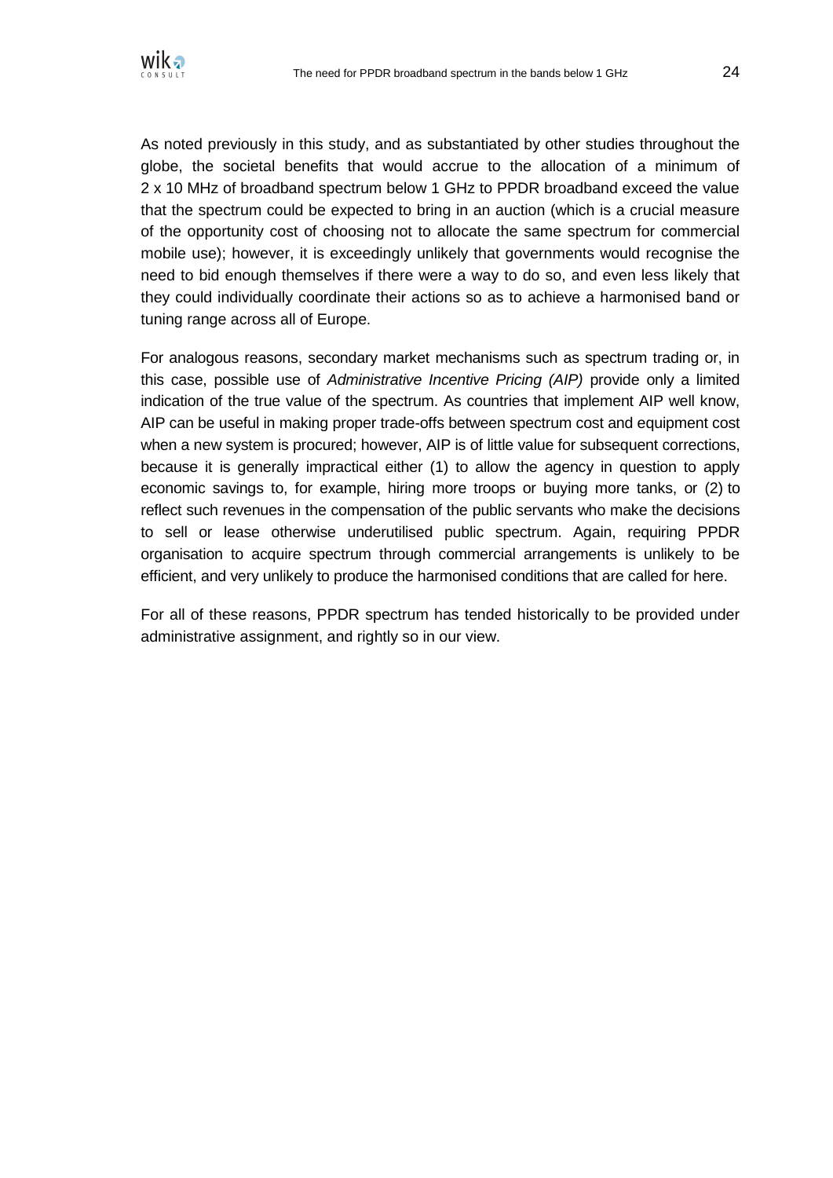As noted previously in this study, and as substantiated by other studies throughout the globe, the societal benefits that would accrue to the allocation of a minimum of 2 x 10 MHz of broadband spectrum below 1 GHz to PPDR broadband exceed the value that the spectrum could be expected to bring in an auction (which is a crucial measure of the opportunity cost of choosing not to allocate the same spectrum for commercial mobile use); however, it is exceedingly unlikely that governments would recognise the need to bid enough themselves if there were a way to do so, and even less likely that they could individually coordinate their actions so as to achieve a harmonised band or tuning range across all of Europe.

For analogous reasons, secondary market mechanisms such as spectrum trading or, in this case, possible use of *Administrative Incentive Pricing (AIP)* provide only a limited indication of the true value of the spectrum. As countries that implement AIP well know, AIP can be useful in making proper trade-offs between spectrum cost and equipment cost when a new system is procured; however, AIP is of little value for subsequent corrections, because it is generally impractical either (1) to allow the agency in question to apply economic savings to, for example, hiring more troops or buying more tanks, or (2) to reflect such revenues in the compensation of the public servants who make the decisions to sell or lease otherwise underutilised public spectrum. Again, requiring PPDR organisation to acquire spectrum through commercial arrangements is unlikely to be efficient, and very unlikely to produce the harmonised conditions that are called for here.

For all of these reasons, PPDR spectrum has tended historically to be provided under administrative assignment, and rightly so in our view.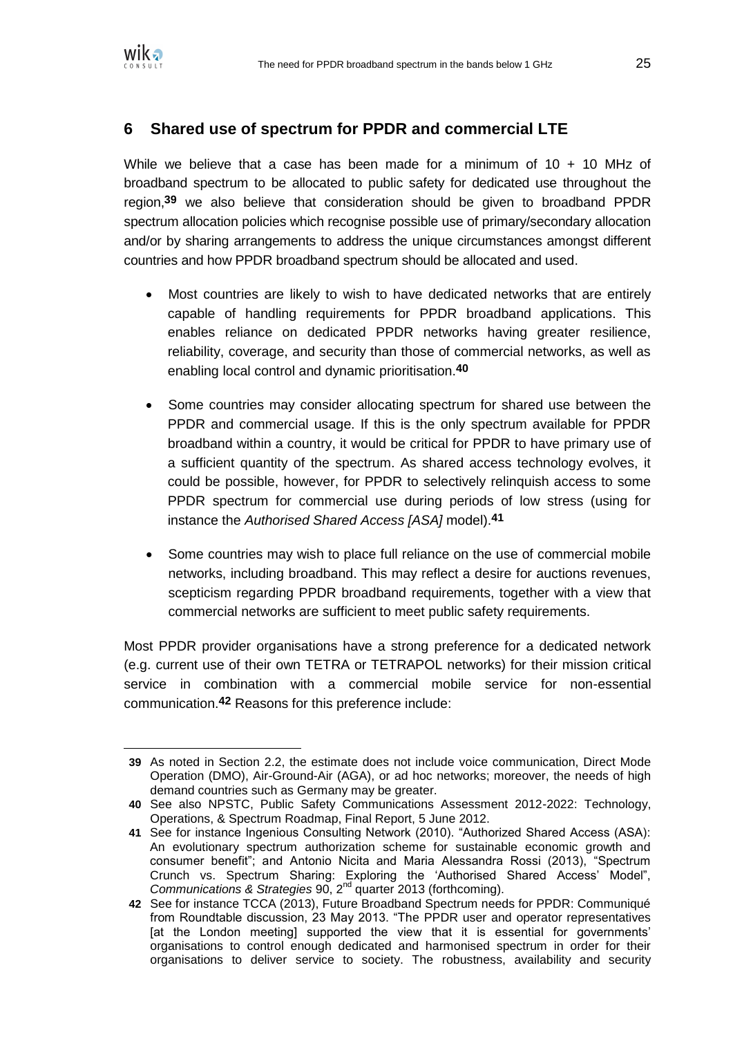## 6 Shared use of spectrum for PPDR and commercial LTE

While we believe that a case has been made for a minimum of 10 + 10 MHz of broadband spectrum to be allocated to public safety for dedicated use throughout the region,[39] we also believe that consideration should be given to broadband PPDR spectrum allocation policies which recognise possible use of primary/secondary allocation and/or by sharing arrangements to address the unique circumstances amongst different countries and how PPDR broadband spectrum should be allocated and used.

- Most countries are likely to wish to have dedicated networks that are entirely capable of handling requirements for PPDR broadband applications. This enables reliance on dedicated PPDR networks having greater resilience, reliability, coverage, and security than those of commercial networks, as well as enabling local control and dynamic prioritisation.[40]
- Some countries may consider allocating spectrum for shared use between the PPDR and commercial usage. If this is the only spectrum available for PPDR broadband within a country, it would be critical for PPDR to have primary use of a sufficient quantity of the spectrum. As shared access technology evolves, it could be possible, however, for PPDR to selectively relinquish access to some PPDR spectrum for commercial use during periods of low stress (using for instance the *Authorised Shared Access [ASA]* model).[41]
- Some countries may wish to place full reliance on the use of commercial mobile networks, including broadband. This may reflect a desire for auctions revenues, scepticism regarding PPDR broadband requirements, together with a view that commercial networks are sufficient to meet public safety requirements.

Most PPDR provider organisations have a strong preference for a dedicated network (e.g. current use of their own TETRA or TETRAPOL networks) for their mission critical service in combination with a commercial mobile service for non-essential communication.[42] Reasons for this preference include:

---

**39** As noted in Section 2.2, the estimate does not include voice communication, Direct Mode Operation (DMO), Air-Ground-Air (AGA), or ad hoc networks; moreover, the needs of high demand countries such as Germany may be greater.

**40** See also NPSTC, Public Safety Communications Assessment 2012-2022: Technology, Operations, & Spectrum Roadmap, Final Report, 5 June 2012.

**41** See for instance Ingenious Consulting Network (2010). "Authorized Shared Access (ASA): An evolutionary spectrum authorization scheme for sustainable economic growth and consumer benefit"; and Antonio Nicita and Maria Alessandra Rossi (2013), "Spectrum Crunch vs. Spectrum Sharing: Exploring the 'Authorised Shared Access' Model", *Communications & Strategies* 90, 2nd quarter 2013 (forthcoming).

**42** See for instance TCCA (2013), Future Broadband Spectrum needs for PPDR: Communiqué from Roundtable discussion, 23 May 2013. "The PPDR user and operator representatives [at the London meeting] supported the view that it is essential for governments' organisations to control enough dedicated and harmonised spectrum in order for their organisations to deliver service to society. The robustness, availability and security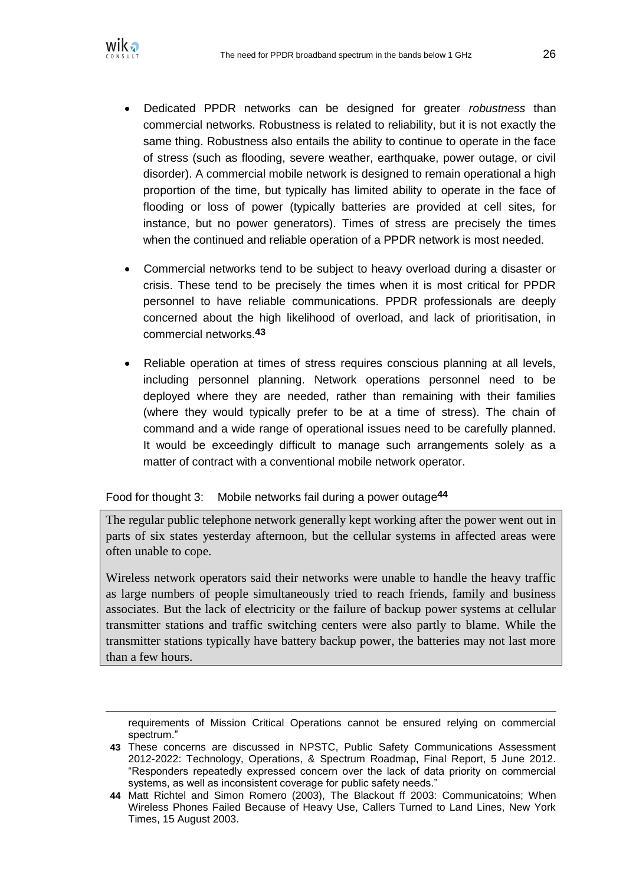- Dedicated PPDR networks can be designed for greater *robustness* than commercial networks. Robustness is related to reliability, but it is not exactly the same thing. Robustness also entails the ability to continue to operate in the face of stress (such as flooding, severe weather, earthquake, power outage, or civil disorder). A commercial mobile network is designed to remain operational a high proportion of the time, but typically has limited ability to operate in the face of flooding or loss of power (typically batteries are provided at cell sites, for instance, but no power generators). Times of stress are precisely the times when the continued and reliable operation of a PPDR network is most needed.

- Commercial networks tend to be subject to heavy overload during a disaster or crisis. These tend to be precisely the times when it is most critical for PPDR personnel to have reliable communications. PPDR professionals are deeply concerned about the high likelihood of overload, and lack of prioritisation, in commercial networks.[43]

- Reliable operation at times of stress requires conscious planning at all levels, including personnel planning. Network operations personnel need to be deployed where they are needed, rather than remaining with their families (where they would typically prefer to be at a time of stress). The chain of command and a wide range of operational issues need to be carefully planned. It would be exceedingly difficult to manage such arrangements solely as a matter of contract with a conventional mobile network operator.

Food for thought 3: Mobile networks fail during a power outage[44]

> The regular public telephone network generally kept working after the power went out in parts of six states yesterday afternoon, but the cellular systems in affected areas were often unable to cope.
>
> Wireless network operators said their networks were unable to handle the heavy traffic as large numbers of people simultaneously tried to reach friends, family and business associates. But the lack of electricity or the failure of backup power systems at cellular transmitter stations and traffic switching centers were also partly to blame. While the transmitter stations typically have battery backup power, the batteries may not last more than a few hours.

---

requirements of Mission Critical Operations cannot be ensured relying on commercial spectrum."

43 These concerns are discussed in NPSTC, Public Safety Communications Assessment 2012-2022: Technology, Operations, & Spectrum Roadmap, Final Report, 5 June 2012. "Responders repeatedly expressed concern over the lack of data priority on commercial systems, as well as inconsistent coverage for public safety needs."

44 Matt Richtel and Simon Romero (2003), The Blackout ff 2003: Communicatoins; When Wireless Phones Failed Because of Heavy Use, Callers Turned to Land Lines, New York Times, 15 August 2003.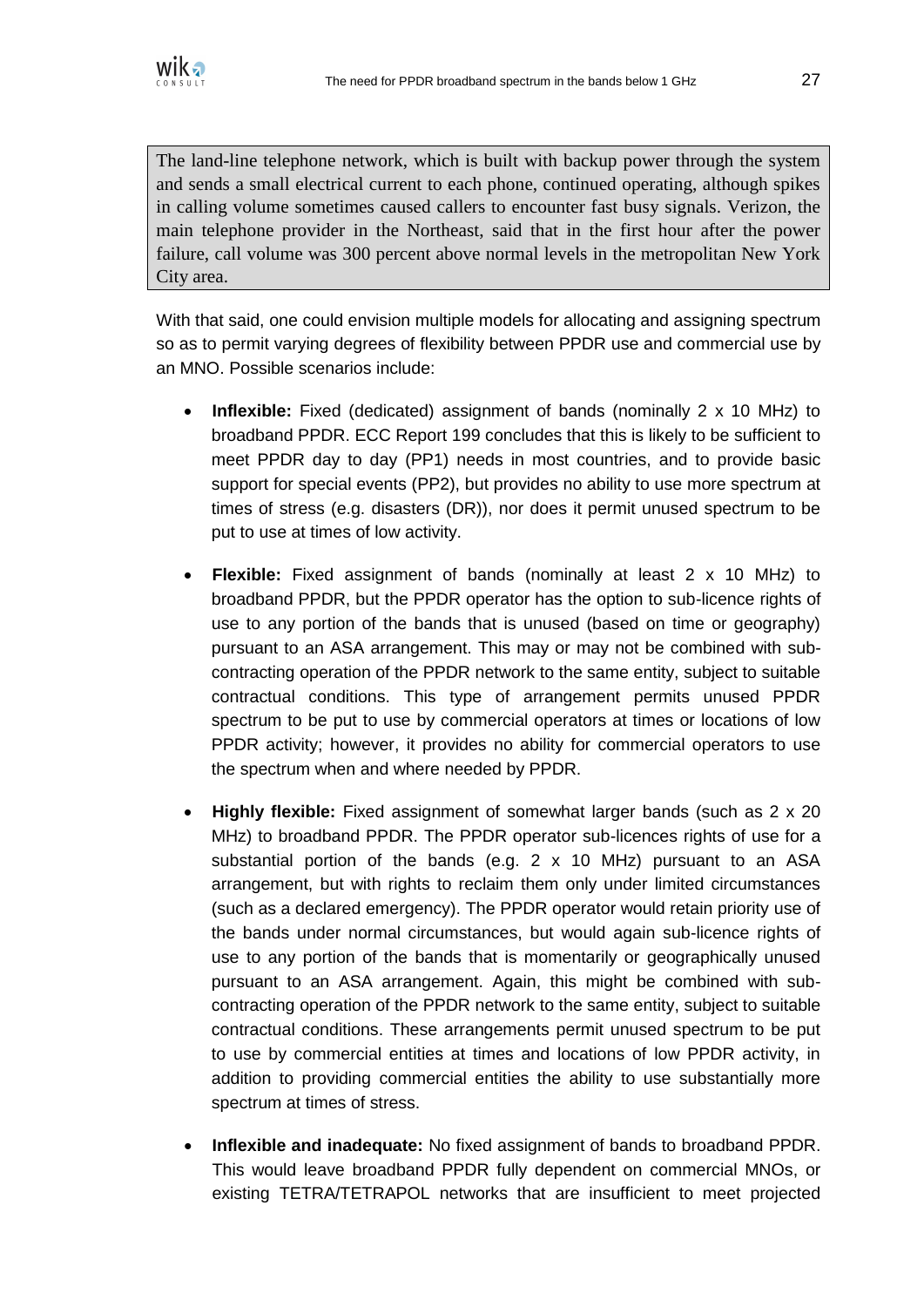> The land-line telephone network, which is built with backup power through the system and sends a small electrical current to each phone, continued operating, although spikes in calling volume sometimes caused callers to encounter fast busy signals. Verizon, the main telephone provider in the Northeast, said that in the first hour after the power failure, call volume was 300 percent above normal levels in the metropolitan New York City area.

With that said, one could envision multiple models for allocating and assigning spectrum so as to permit varying degrees of flexibility between PPDR use and commercial use by an MNO. Possible scenarios include:

- **Inflexible:** Fixed (dedicated) assignment of bands (nominally 2 x 10 MHz) to broadband PPDR. ECC Report 199 concludes that this is likely to be sufficient to meet PPDR day to day (PP1) needs in most countries, and to provide basic support for special events (PP2), but provides no ability to use more spectrum at times of stress (e.g. disasters (DR)), nor does it permit unused spectrum to be put to use at times of low activity.

- **Flexible:** Fixed assignment of bands (nominally at least 2 x 10 MHz) to broadband PPDR, but the PPDR operator has the option to sub-licence rights of use to any portion of the bands that is unused (based on time or geography) pursuant to an ASA arrangement. This may or may not be combined with sub-contracting operation of the PPDR network to the same entity, subject to suitable contractual conditions. This type of arrangement permits unused PPDR spectrum to be put to use by commercial operators at times or locations of low PPDR activity; however, it provides no ability for commercial operators to use the spectrum when and where needed by PPDR.

- **Highly flexible:** Fixed assignment of somewhat larger bands (such as 2 x 20 MHz) to broadband PPDR. The PPDR operator sub-licences rights of use for a substantial portion of the bands (e.g. 2 x 10 MHz) pursuant to an ASA arrangement, but with rights to reclaim them only under limited circumstances (such as a declared emergency). The PPDR operator would retain priority use of the bands under normal circumstances, but would again sub-licence rights of use to any portion of the bands that is momentarily or geographically unused pursuant to an ASA arrangement. Again, this might be combined with sub-contracting operation of the PPDR network to the same entity, subject to suitable contractual conditions. These arrangements permit unused spectrum to be put to use by commercial entities at times and locations of low PPDR activity, in addition to providing commercial entities the ability to use substantially more spectrum at times of stress.

- **Inflexible and inadequate:** No fixed assignment of bands to broadband PPDR. This would leave broadband PPDR fully dependent on commercial MNOs, or existing TETRA/TETRAPOL networks that are insufficient to meet projected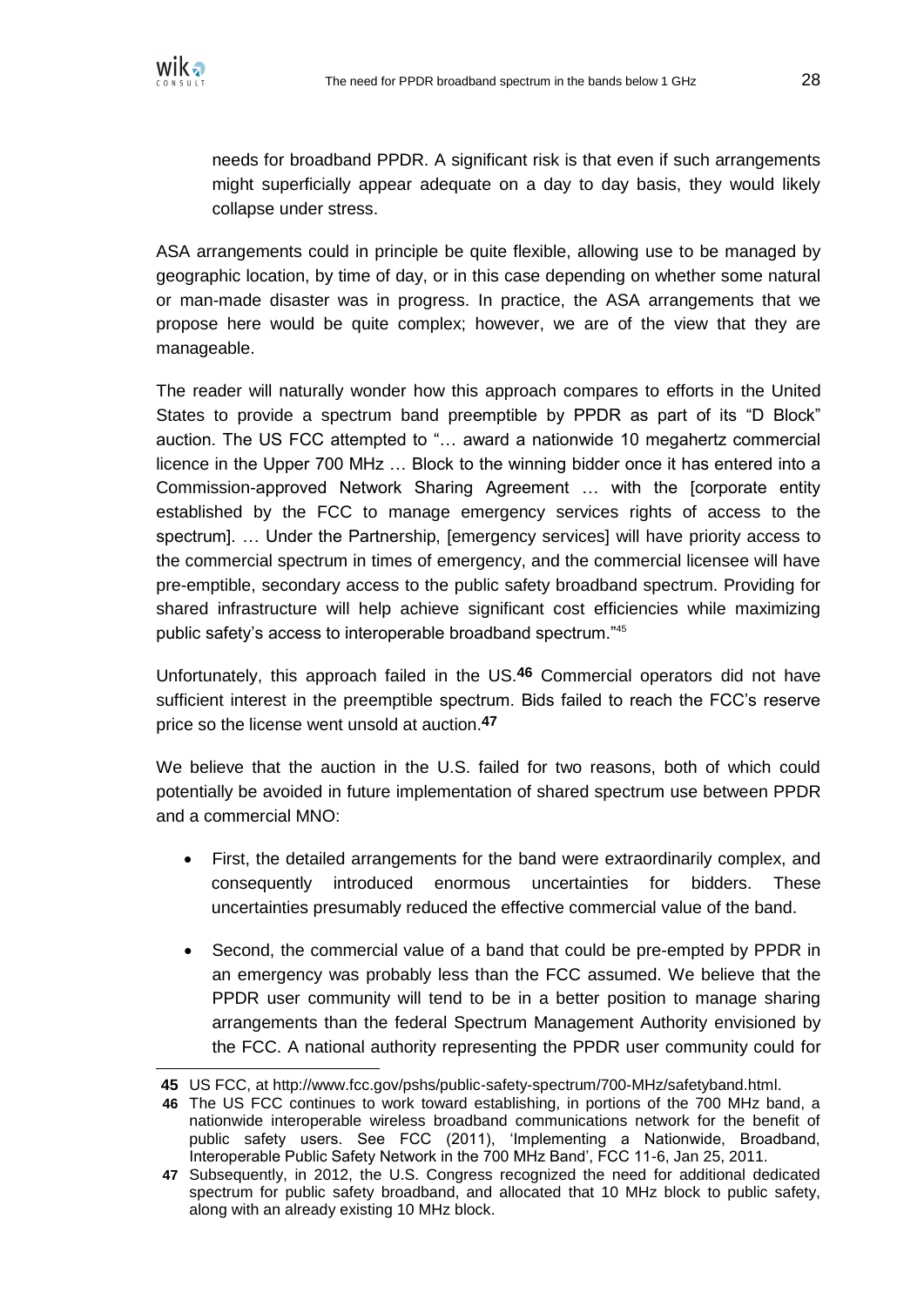needs for broadband PPDR. A significant risk is that even if such arrangements might superficially appear adequate on a day to day basis, they would likely collapse under stress.

ASA arrangements could in principle be quite flexible, allowing use to be managed by geographic location, by time of day, or in this case depending on whether some natural or man-made disaster was in progress. In practice, the ASA arrangements that we propose here would be quite complex; however, we are of the view that they are manageable.

The reader will naturally wonder how this approach compares to efforts in the United States to provide a spectrum band preemptible by PPDR as part of its "D Block" auction. The US FCC attempted to "… award a nationwide 10 megahertz commercial licence in the Upper 700 MHz … Block to the winning bidder once it has entered into a Commission-approved Network Sharing Agreement … with the [corporate entity established by the FCC to manage emergency services rights of access to the spectrum]. … Under the Partnership, [emergency services] will have priority access to the commercial spectrum in times of emergency, and the commercial licensee will have pre-emptible, secondary access to the public safety broadband spectrum. Providing for shared infrastructure will help achieve significant cost efficiencies while maximizing public safety's access to interoperable broadband spectrum."[45]

Unfortunately, this approach failed in the US.[46] Commercial operators did not have sufficient interest in the preemptible spectrum. Bids failed to reach the FCC's reserve price so the license went unsold at auction.[47]

We believe that the auction in the U.S. failed for two reasons, both of which could potentially be avoided in future implementation of shared spectrum use between PPDR and a commercial MNO:

- First, the detailed arrangements for the band were extraordinarily complex, and consequently introduced enormous uncertainties for bidders. These uncertainties presumably reduced the effective commercial value of the band.
- Second, the commercial value of a band that could be pre-empted by PPDR in an emergency was probably less than the FCC assumed. We believe that the PPDR user community will tend to be in a better position to manage sharing arrangements than the federal Spectrum Management Authority envisioned by the FCC. A national authority representing the PPDR user community could for

---

45 US FCC, at http://www.fcc.gov/pshs/public-safety-spectrum/700-MHz/safetyband.html.

46 The US FCC continues to work toward establishing, in portions of the 700 MHz band, a nationwide interoperable wireless broadband communications network for the benefit of public safety users. See FCC (2011), 'Implementing a Nationwide, Broadband, Interoperable Public Safety Network in the 700 MHz Band', FCC 11-6, Jan 25, 2011.

47 Subsequently, in 2012, the U.S. Congress recognized the need for additional dedicated spectrum for public safety broadband, and allocated that 10 MHz block to public safety, along with an already existing 10 MHz block.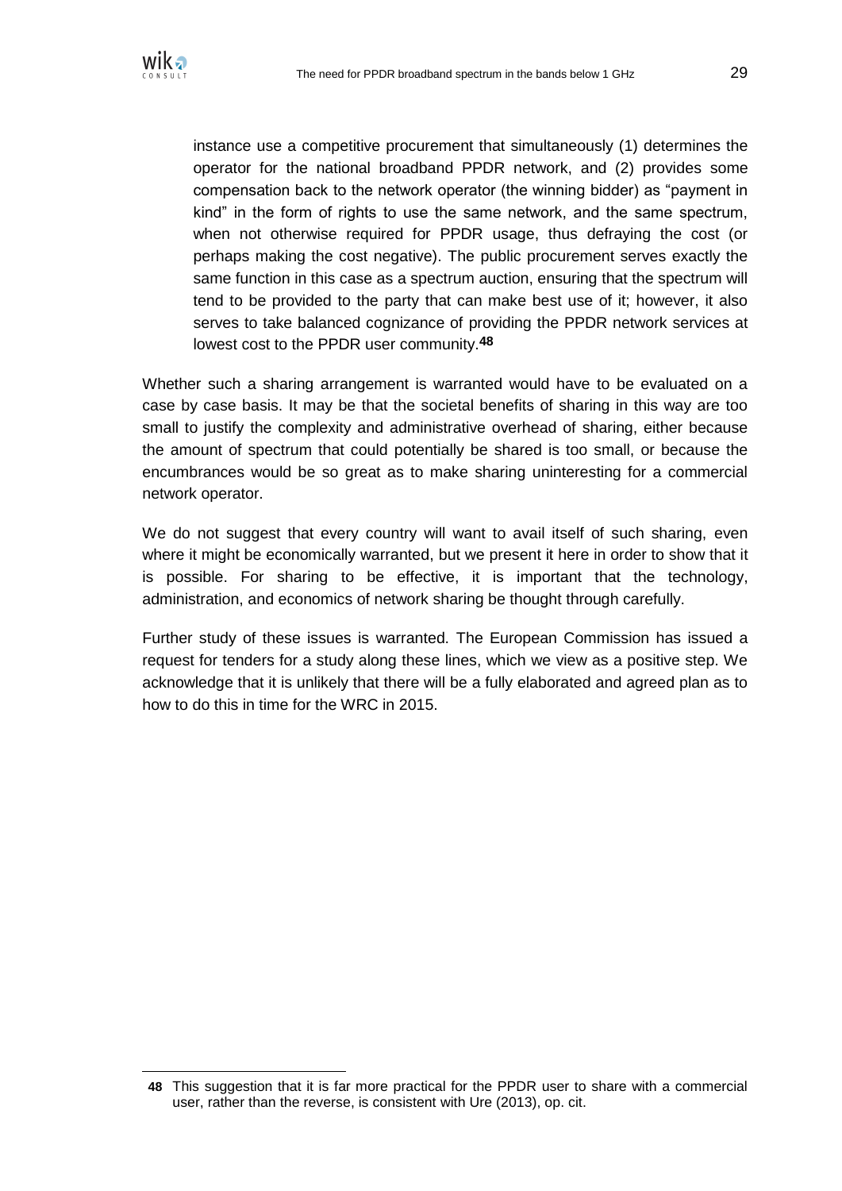instance use a competitive procurement that simultaneously (1) determines the operator for the national broadband PPDR network, and (2) provides some compensation back to the network operator (the winning bidder) as "payment in kind" in the form of rights to use the same network, and the same spectrum, when not otherwise required for PPDR usage, thus defraying the cost (or perhaps making the cost negative). The public procurement serves exactly the same function in this case as a spectrum auction, ensuring that the spectrum will tend to be provided to the party that can make best use of it; however, it also serves to take balanced cognizance of providing the PPDR network services at lowest cost to the PPDR user community.[48]

Whether such a sharing arrangement is warranted would have to be evaluated on a case by case basis. It may be that the societal benefits of sharing in this way are too small to justify the complexity and administrative overhead of sharing, either because the amount of spectrum that could potentially be shared is too small, or because the encumbrances would be so great as to make sharing uninteresting for a commercial network operator.

We do not suggest that every country will want to avail itself of such sharing, even where it might be economically warranted, but we present it here in order to show that it is possible. For sharing to be effective, it is important that the technology, administration, and economics of network sharing be thought through carefully.

Further study of these issues is warranted. The European Commission has issued a request for tenders for a study along these lines, which we view as a positive step. We acknowledge that it is unlikely that there will be a fully elaborated and agreed plan as to how to do this in time for the WRC in 2015.

---

**48** This suggestion that it is far more practical for the PPDR user to share with a commercial user, rather than the reverse, is consistent with Ure (2013), op. cit.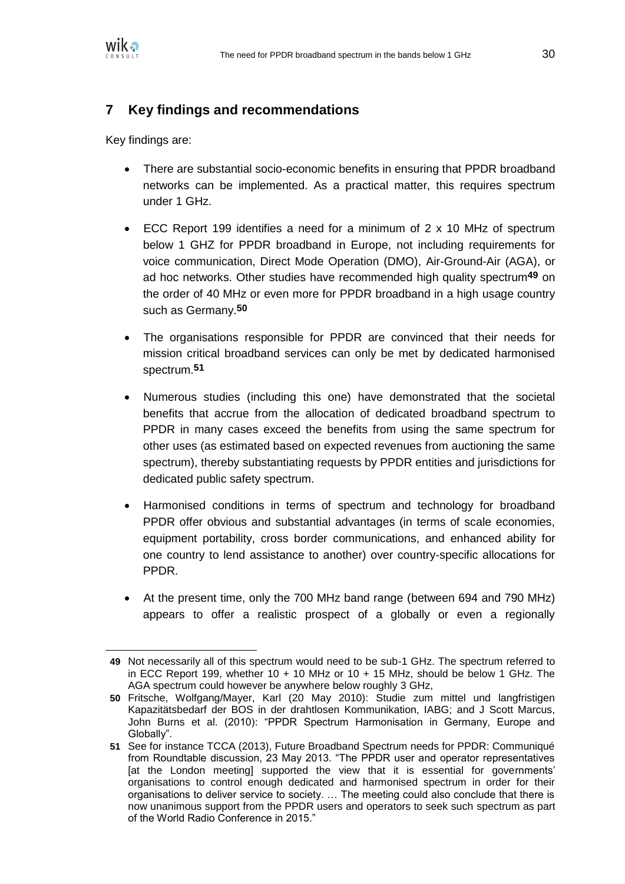## 7 Key findings and recommendations

Key findings are:

- There are substantial socio-economic benefits in ensuring that PPDR broadband networks can be implemented. As a practical matter, this requires spectrum under 1 GHz.
- ECC Report 199 identifies a need for a minimum of 2 x 10 MHz of spectrum below 1 GHZ for PPDR broadband in Europe, not including requirements for voice communication, Direct Mode Operation (DMO), Air-Ground-Air (AGA), or ad hoc networks. Other studies have recommended high quality spectrum[49] on the order of 40 MHz or even more for PPDR broadband in a high usage country such as Germany.[50]
- The organisations responsible for PPDR are convinced that their needs for mission critical broadband services can only be met by dedicated harmonised spectrum.[51]
- Numerous studies (including this one) have demonstrated that the societal benefits that accrue from the allocation of dedicated broadband spectrum to PPDR in many cases exceed the benefits from using the same spectrum for other uses (as estimated based on expected revenues from auctioning the same spectrum), thereby substantiating requests by PPDR entities and jurisdictions for dedicated public safety spectrum.
- Harmonised conditions in terms of spectrum and technology for broadband PPDR offer obvious and substantial advantages (in terms of scale economies, equipment portability, cross border communications, and enhanced ability for one country to lend assistance to another) over country-specific allocations for PPDR.
- At the present time, only the 700 MHz band range (between 694 and 790 MHz) appears to offer a realistic prospect of a globally or even a regionally

---

[49] Not necessarily all of this spectrum would need to be sub-1 GHz. The spectrum referred to in ECC Report 199, whether 10 + 10 MHz or 10 + 15 MHz, should be below 1 GHz. The AGA spectrum could however be anywhere below roughly 3 GHz,

[50] Fritsche, Wolfgang/Mayer, Karl (20 May 2010): Studie zum mittel und langfristigen Kapazitätsbedarf der BOS in der drahtlosen Kommunikation, IABG; and J Scott Marcus, John Burns et al. (2010): "PPDR Spectrum Harmonisation in Germany, Europe and Globally".

[51] See for instance TCCA (2013), Future Broadband Spectrum needs for PPDR: Communiqué from Roundtable discussion, 23 May 2013. "The PPDR user and operator representatives [at the London meeting] supported the view that it is essential for governments' organisations to control enough dedicated and harmonised spectrum in order for their organisations to deliver service to society. … The meeting could also conclude that there is now unanimous support from the PPDR users and operators to seek such spectrum as part of the World Radio Conference in 2015."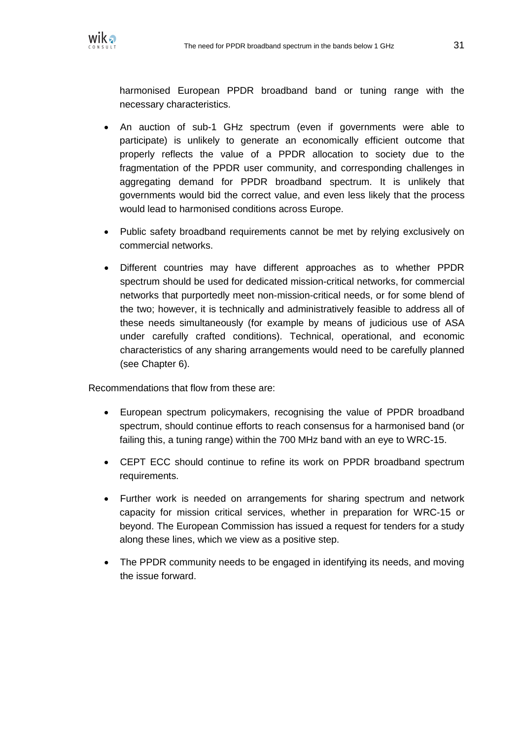harmonised European PPDR broadband band or tuning range with the necessary characteristics.

- An auction of sub-1 GHz spectrum (even if governments were able to participate) is unlikely to generate an economically efficient outcome that properly reflects the value of a PPDR allocation to society due to the fragmentation of the PPDR user community, and corresponding challenges in aggregating demand for PPDR broadband spectrum. It is unlikely that governments would bid the correct value, and even less likely that the process would lead to harmonised conditions across Europe.
- Public safety broadband requirements cannot be met by relying exclusively on commercial networks.
- Different countries may have different approaches as to whether PPDR spectrum should be used for dedicated mission-critical networks, for commercial networks that purportedly meet non-mission-critical needs, or for some blend of the two; however, it is technically and administratively feasible to address all of these needs simultaneously (for example by means of judicious use of ASA under carefully crafted conditions). Technical, operational, and economic characteristics of any sharing arrangements would need to be carefully planned (see Chapter 6).

Recommendations that flow from these are:

- European spectrum policymakers, recognising the value of PPDR broadband spectrum, should continue efforts to reach consensus for a harmonised band (or failing this, a tuning range) within the 700 MHz band with an eye to WRC-15.
- CEPT ECC should continue to refine its work on PPDR broadband spectrum requirements.
- Further work is needed on arrangements for sharing spectrum and network capacity for mission critical services, whether in preparation for WRC-15 or beyond. The European Commission has issued a request for tenders for a study along these lines, which we view as a positive step.
- The PPDR community needs to be engaged in identifying its needs, and moving the issue forward.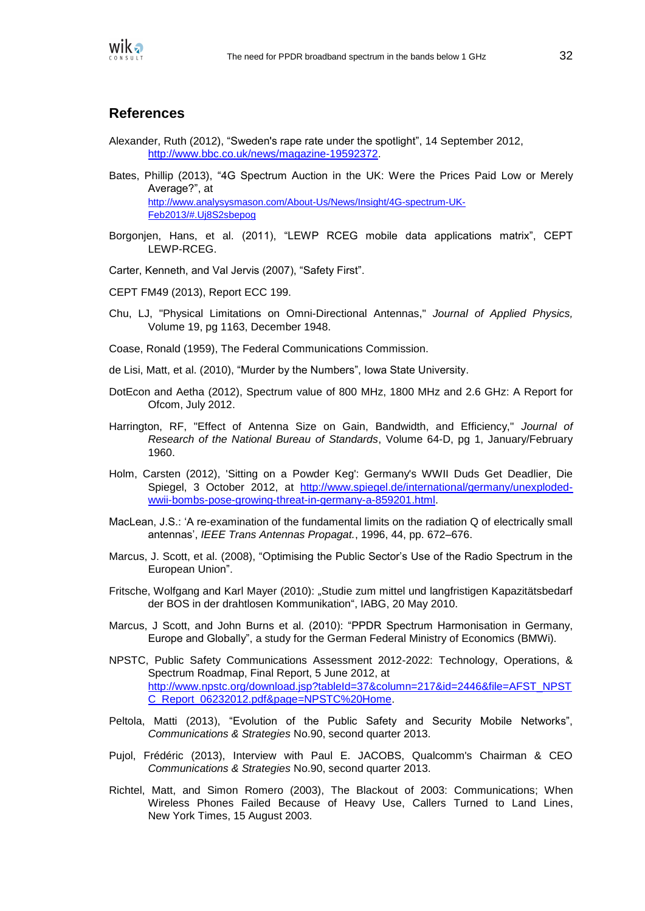## References

Alexander, Ruth (2012), "Sweden's rape rate under the spotlight", 14 September 2012, http://www.bbc.co.uk/news/magazine-19592372.

Bates, Phillip (2013), "4G Spectrum Auction in the UK: Were the Prices Paid Low or Merely Average?", at http://www.analysysmason.com/About-Us/News/Insight/4G-spectrum-UK-Feb2013/#.Uj8S2sbepog

Borgonjen, Hans, et al. (2011), "LEWP RCEG mobile data applications matrix", CEPT LEWP-RCEG.

Carter, Kenneth, and Val Jervis (2007), "Safety First".

CEPT FM49 (2013), Report ECC 199.

Chu, LJ, "Physical Limitations on Omni-Directional Antennas," *Journal of Applied Physics,* Volume 19, pg 1163, December 1948.

Coase, Ronald (1959), The Federal Communications Commission.

de Lisi, Matt, et al. (2010), "Murder by the Numbers", Iowa State University.

DotEcon and Aetha (2012), Spectrum value of 800 MHz, 1800 MHz and 2.6 GHz: A Report for Ofcom, July 2012.

Harrington, RF, "Effect of Antenna Size on Gain, Bandwidth, and Efficiency," *Journal of Research of the National Bureau of Standards*, Volume 64-D, pg 1, January/February 1960.

Holm, Carsten (2012), 'Sitting on a Powder Keg': Germany's WWII Duds Get Deadlier, Die Spiegel, 3 October 2012, at http://www.spiegel.de/international/germany/unexploded-wwii-bombs-pose-growing-threat-in-germany-a-859201.html.

MacLean, J.S.: 'A re-examination of the fundamental limits on the radiation Q of electrically small antennas', *IEEE Trans Antennas Propagat.*, 1996, 44, pp. 672–676.

Marcus, J. Scott, et al. (2008), "Optimising the Public Sector's Use of the Radio Spectrum in the European Union".

Fritsche, Wolfgang and Karl Mayer (2010): „Studie zum mittel und langfristigen Kapazitätsbedarf der BOS in der drahtlosen Kommunikation", IABG, 20 May 2010.

Marcus, J Scott, and John Burns et al. (2010): "PPDR Spectrum Harmonisation in Germany, Europe and Globally", a study for the German Federal Ministry of Economics (BMWi).

NPSTC, Public Safety Communications Assessment 2012-2022: Technology, Operations, & Spectrum Roadmap, Final Report, 5 June 2012, at http://www.npstc.org/download.jsp?tableId=37&column=217&id=2446&file=AFST_NPSTC_Report_06232012.pdf&page=NPSTC%20Home.

Peltola, Matti (2013), "Evolution of the Public Safety and Security Mobile Networks", *Communications & Strategies* No.90, second quarter 2013.

Pujol, Frédéric (2013), Interview with Paul E. JACOBS, Qualcomm's Chairman & CEO *Communications & Strategies* No.90, second quarter 2013.

Richtel, Matt, and Simon Romero (2003), The Blackout of 2003: Communications; When Wireless Phones Failed Because of Heavy Use, Callers Turned to Land Lines, New York Times, 15 August 2003.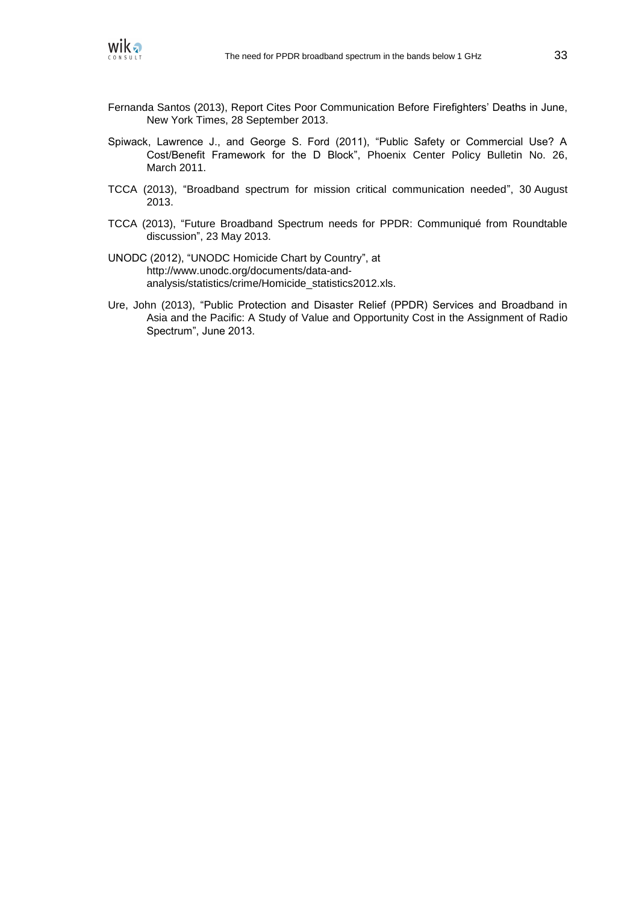Fernanda Santos (2013), Report Cites Poor Communication Before Firefighters' Deaths in June, New York Times, 28 September 2013.

Spiwack, Lawrence J., and George S. Ford (2011), "Public Safety or Commercial Use? A Cost/Benefit Framework for the D Block", Phoenix Center Policy Bulletin No. 26, March 2011.

TCCA (2013), "Broadband spectrum for mission critical communication needed", 30 August 2013.

TCCA (2013), "Future Broadband Spectrum needs for PPDR: Communiqué from Roundtable discussion", 23 May 2013.

UNODC (2012), "UNODC Homicide Chart by Country", at http://www.unodc.org/documents/data-and-analysis/statistics/crime/Homicide_statistics2012.xls.

Ure, John (2013), "Public Protection and Disaster Relief (PPDR) Services and Broadband in Asia and the Pacific: A Study of Value and Opportunity Cost in the Assignment of Radio Spectrum", June 2013.